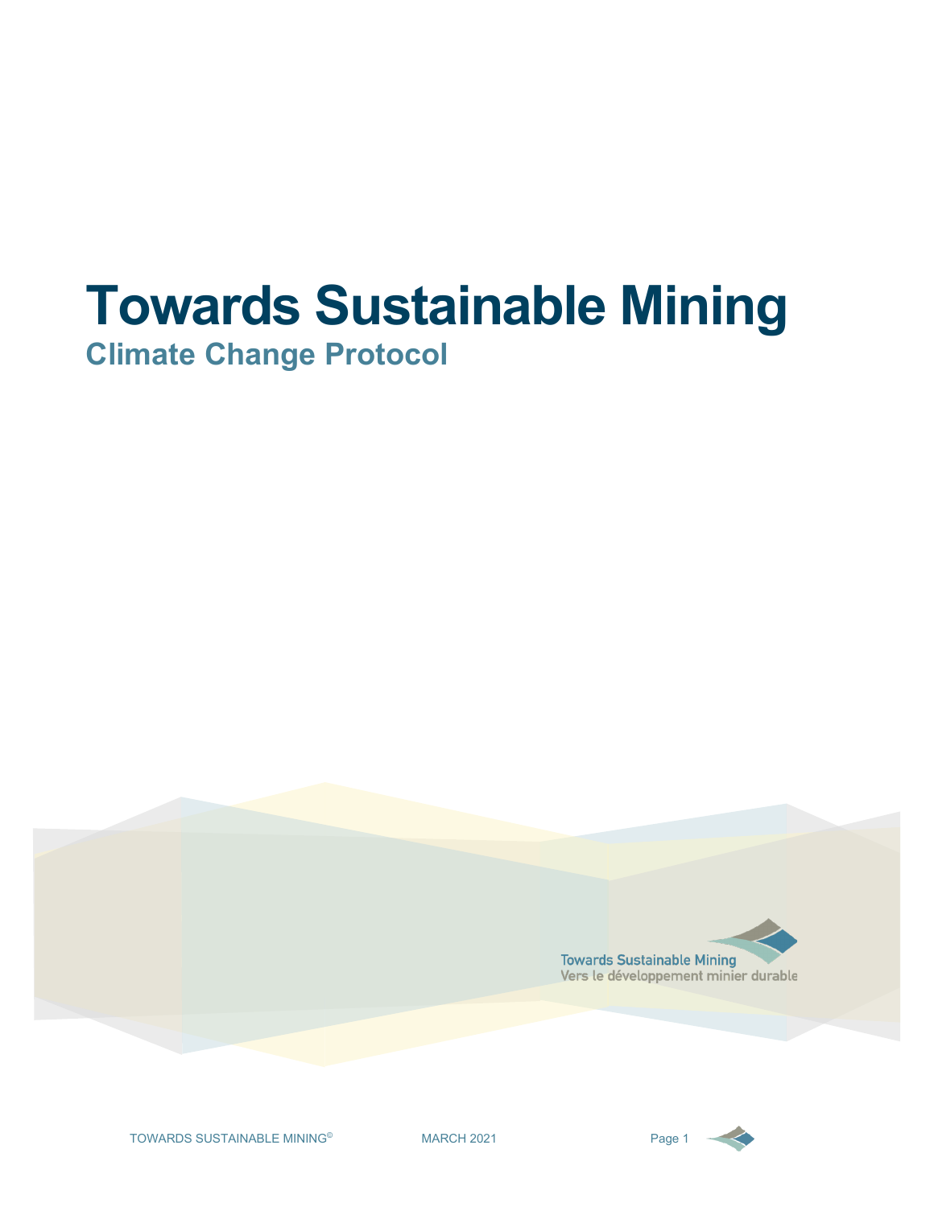# Towards Sustainable Mining

## Climate Change Protocol

Towards Sustainable Mining
Vers le développement minier durable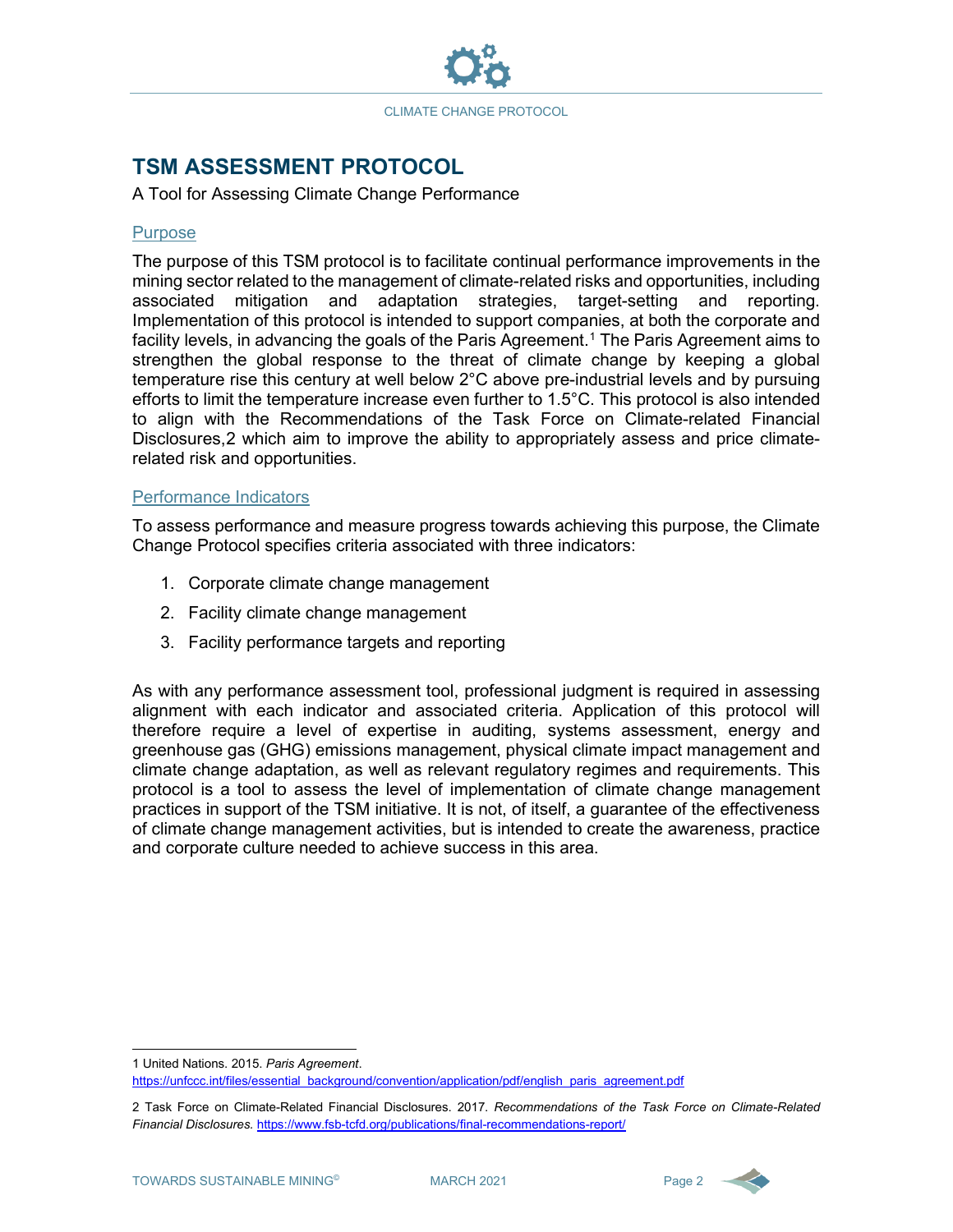# TSM ASSESSMENT PROTOCOL

A Tool for Assessing Climate Change Performance

## Purpose

The purpose of this TSM protocol is to facilitate continual performance improvements in the mining sector related to the management of climate-related risks and opportunities, including associated mitigation and adaptation strategies, target-setting and reporting. Implementation of this protocol is intended to support companies, at both the corporate and facility levels, in advancing the goals of the Paris Agreement.[1] The Paris Agreement aims to strengthen the global response to the threat of climate change by keeping a global temperature rise this century at well below 2°C above pre-industrial levels and by pursuing efforts to limit the temperature increase even further to 1.5°C. This protocol is also intended to align with the Recommendations of the Task Force on Climate-related Financial Disclosures,[2] which aim to improve the ability to appropriately assess and price climate-related risk and opportunities.

## Performance Indicators

To assess performance and measure progress towards achieving this purpose, the Climate Change Protocol specifies criteria associated with three indicators:

1. Corporate climate change management
2. Facility climate change management
3. Facility performance targets and reporting

As with any performance assessment tool, professional judgment is required in assessing alignment with each indicator and associated criteria. Application of this protocol will therefore require a level of expertise in auditing, systems assessment, energy and greenhouse gas (GHG) emissions management, physical climate impact management and climate change adaptation, as well as relevant regulatory regimes and requirements. This protocol is a tool to assess the level of implementation of climate change management practices in support of the TSM initiative. It is not, of itself, a guarantee of the effectiveness of climate change management activities, but is intended to create the awareness, practice and corporate culture needed to achieve success in this area.

---

1 United Nations. 2015. *Paris Agreement*. https://unfccc.int/files/essential_background/convention/application/pdf/english_paris_agreement.pdf

2 Task Force on Climate-Related Financial Disclosures. 2017. *Recommendations of the Task Force on Climate-Related Financial Disclosures.* https://www.fsb-tcfd.org/publications/final-recommendations-report/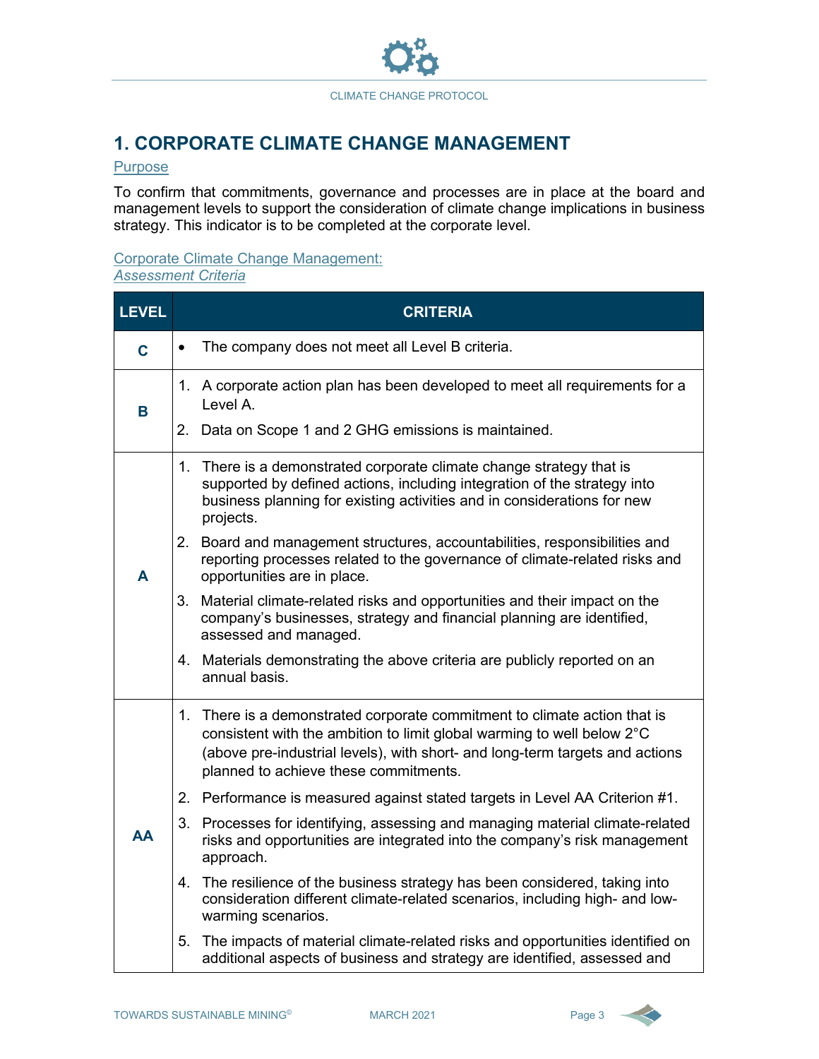# 1. CORPORATE CLIMATE CHANGE MANAGEMENT

## Purpose

To confirm that commitments, governance and processes are in place at the board and management levels to support the consideration of climate change implications in business strategy. This indicator is to be completed at the corporate level.

## Corporate Climate Change Management: *Assessment Criteria*

| LEVEL | CRITERIA |
|---|---|
| **C** | • The company does not meet all Level B criteria. |
| **B** | 1. A corporate action plan has been developed to meet all requirements for a Level A.<br>2. Data on Scope 1 and 2 GHG emissions is maintained. |
| **A** | 1. There is a demonstrated corporate climate change strategy that is supported by defined actions, including integration of the strategy into business planning for existing activities and in considerations for new projects.<br>2. Board and management structures, accountabilities, responsibilities and reporting processes related to the governance of climate-related risks and opportunities are in place.<br>3. Material climate-related risks and opportunities and their impact on the company's businesses, strategy and financial planning are identified, assessed and managed.<br>4. Materials demonstrating the above criteria are publicly reported on an annual basis. |
| **AA** | 1. There is a demonstrated corporate commitment to climate action that is consistent with the ambition to limit global warming to well below 2°C (above pre-industrial levels), with short- and long-term targets and actions planned to achieve these commitments.<br>2. Performance is measured against stated targets in Level AA Criterion #1.<br>3. Processes for identifying, assessing and managing material climate-related risks and opportunities are integrated into the company's risk management approach.<br>4. The resilience of the business strategy has been considered, taking into consideration different climate-related scenarios, including high- and low-warming scenarios.<br>5. The impacts of material climate-related risks and opportunities identified on additional aspects of business and strategy are identified, assessed and |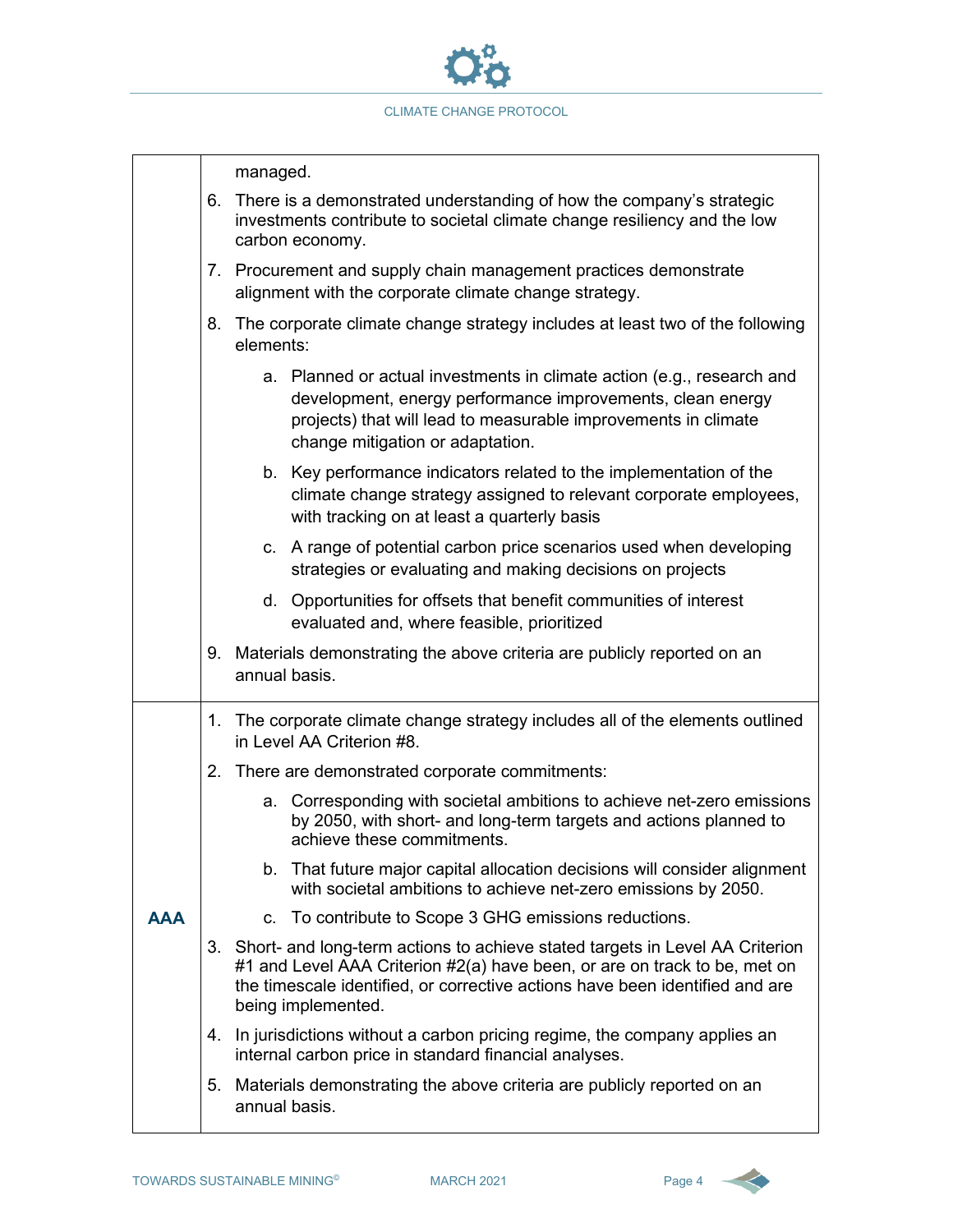| | |
|---|---|
| | managed.<br>6. There is a demonstrated understanding of how the company's strategic investments contribute to societal climate change resiliency and the low carbon economy.<br>7. Procurement and supply chain management practices demonstrate alignment with the corporate climate change strategy.<br>8. The corporate climate change strategy includes at least two of the following elements:<br>&nbsp;&nbsp;&nbsp;&nbsp;a. Planned or actual investments in climate action (e.g., research and development, energy performance improvements, clean energy projects) that will lead to measurable improvements in climate change mitigation or adaptation.<br>&nbsp;&nbsp;&nbsp;&nbsp;b. Key performance indicators related to the implementation of the climate change strategy assigned to relevant corporate employees, with tracking on at least a quarterly basis<br>&nbsp;&nbsp;&nbsp;&nbsp;c. A range of potential carbon price scenarios used when developing strategies or evaluating and making decisions on projects<br>&nbsp;&nbsp;&nbsp;&nbsp;d. Opportunities for offsets that benefit communities of interest evaluated and, where feasible, prioritized<br>9. Materials demonstrating the above criteria are publicly reported on an annual basis. |
| **AAA** | 1. The corporate climate change strategy includes all of the elements outlined in Level AA Criterion #8.<br>2. There are demonstrated corporate commitments:<br>&nbsp;&nbsp;&nbsp;&nbsp;a. Corresponding with societal ambitions to achieve net-zero emissions by 2050, with short- and long-term targets and actions planned to achieve these commitments.<br>&nbsp;&nbsp;&nbsp;&nbsp;b. That future major capital allocation decisions will consider alignment with societal ambitions to achieve net-zero emissions by 2050.<br>&nbsp;&nbsp;&nbsp;&nbsp;c. To contribute to Scope 3 GHG emissions reductions.<br>3. Short- and long-term actions to achieve stated targets in Level AA Criterion #1 and Level AAA Criterion #2(a) have been, or are on track to be, met on the timescale identified, or corrective actions have been identified and are being implemented.<br>4. In jurisdictions without a carbon pricing regime, the company applies an internal carbon price in standard financial analyses.<br>5. Materials demonstrating the above criteria are publicly reported on an annual basis. |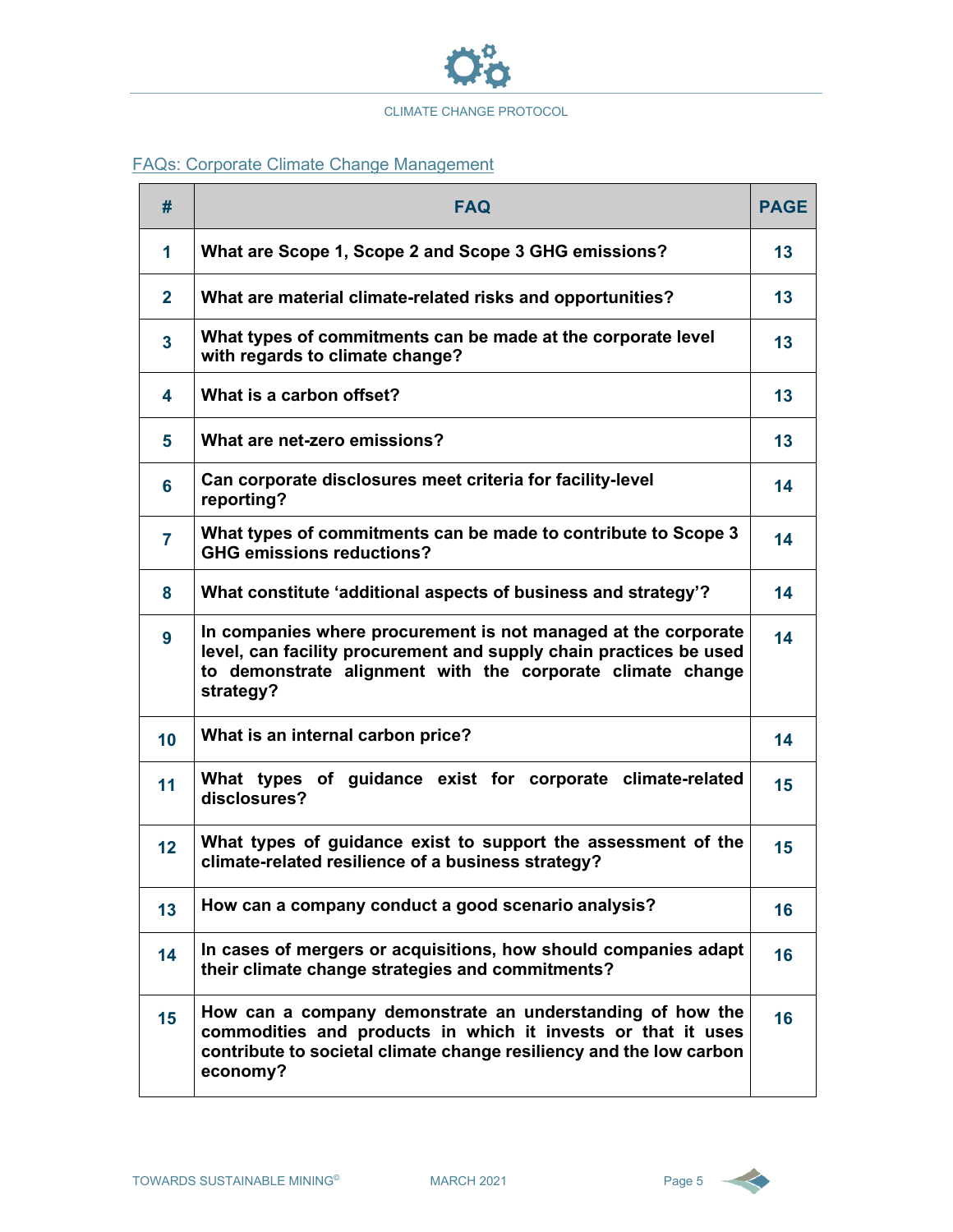## FAQs: Corporate Climate Change Management

| # | FAQ | PAGE |
|---|---|---|
| 1 | What are Scope 1, Scope 2 and Scope 3 GHG emissions? | 13 |
| 2 | What are material climate-related risks and opportunities? | 13 |
| 3 | What types of commitments can be made at the corporate level with regards to climate change? | 13 |
| 4 | What is a carbon offset? | 13 |
| 5 | What are net-zero emissions? | 13 |
| 6 | Can corporate disclosures meet criteria for facility-level reporting? | 14 |
| 7 | What types of commitments can be made to contribute to Scope 3 GHG emissions reductions? | 14 |
| 8 | What constitute 'additional aspects of business and strategy'? | 14 |
| 9 | In companies where procurement is not managed at the corporate level, can facility procurement and supply chain practices be used to demonstrate alignment with the corporate climate change strategy? | 14 |
| 10 | What is an internal carbon price? | 14 |
| 11 | What types of guidance exist for corporate climate-related disclosures? | 15 |
| 12 | What types of guidance exist to support the assessment of the climate-related resilience of a business strategy? | 15 |
| 13 | How can a company conduct a good scenario analysis? | 16 |
| 14 | In cases of mergers or acquisitions, how should companies adapt their climate change strategies and commitments? | 16 |
| 15 | How can a company demonstrate an understanding of how the commodities and products in which it invests or that it uses contribute to societal climate change resiliency and the low carbon economy? | 16 |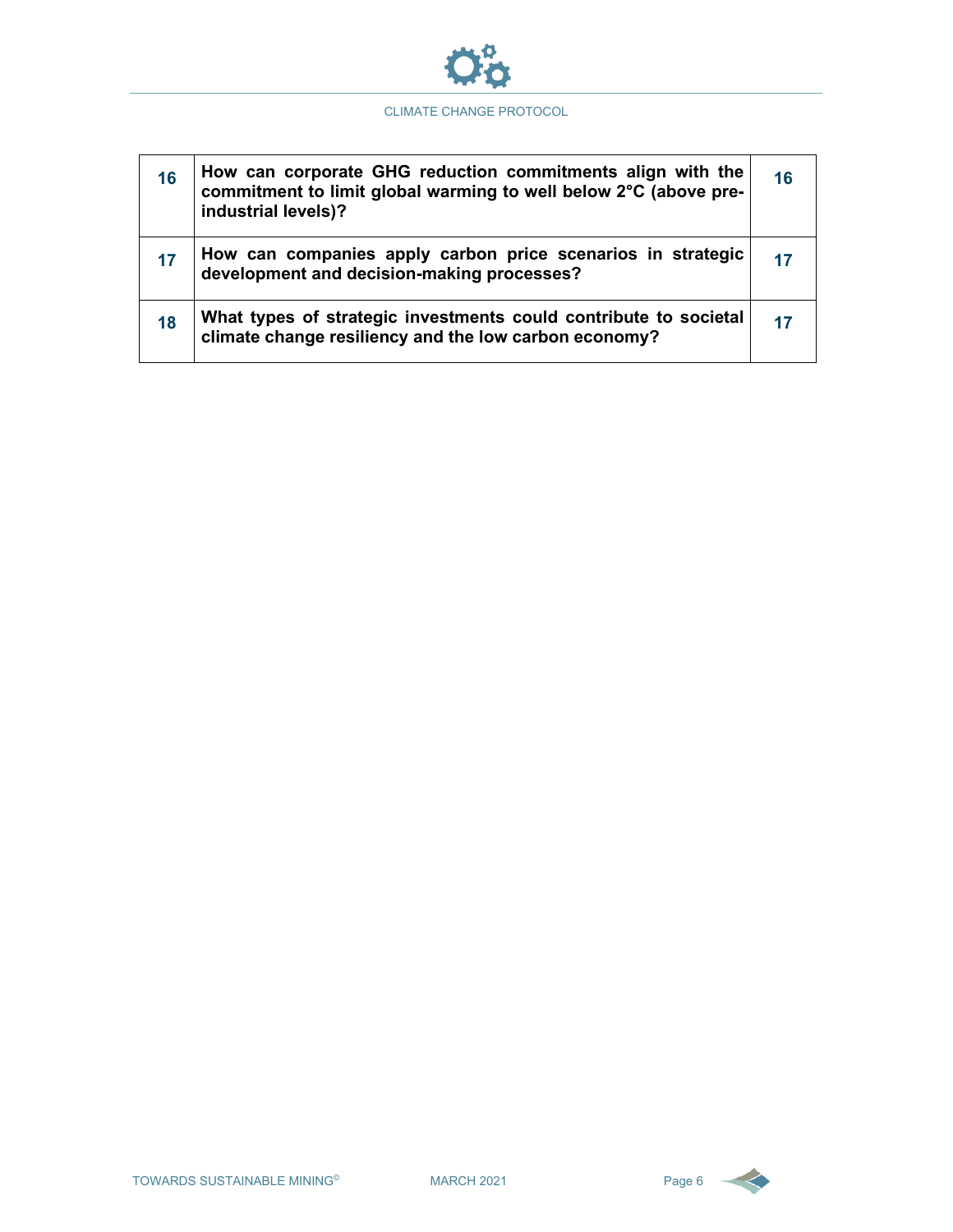| | | |
|---|---|---|
| 16 | **How can corporate GHG reduction commitments align with the commitment to limit global warming to well below 2°C (above pre-industrial levels)?** | 16 |
| 17 | **How can companies apply carbon price scenarios in strategic development and decision-making processes?** | 17 |
| 18 | **What types of strategic investments could contribute to societal climate change resiliency and the low carbon economy?** | 17 |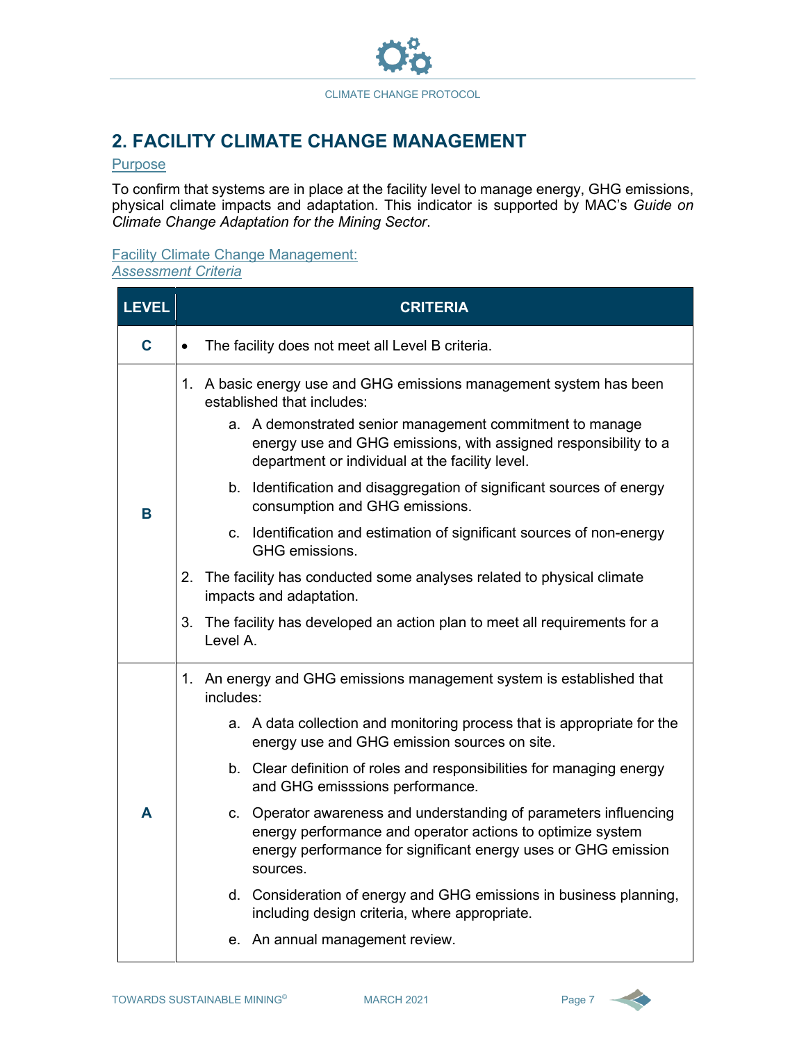## 2. FACILITY CLIMATE CHANGE MANAGEMENT

### Purpose

To confirm that systems are in place at the facility level to manage energy, GHG emissions, physical climate impacts and adaptation. This indicator is supported by MAC's *Guide on Climate Change Adaptation for the Mining Sector*.

### Facility Climate Change Management: *Assessment Criteria*

| LEVEL | CRITERIA |
|---|---|
| C | • The facility does not meet all Level B criteria. |
| B | 1. A basic energy use and GHG emissions management system has been established that includes:<br>a. A demonstrated senior management commitment to manage energy use and GHG emissions, with assigned responsibility to a department or individual at the facility level.<br>b. Identification and disaggregation of significant sources of energy consumption and GHG emissions.<br>c. Identification and estimation of significant sources of non-energy GHG emissions.<br>2. The facility has conducted some analyses related to physical climate impacts and adaptation.<br>3. The facility has developed an action plan to meet all requirements for a Level A. |
| A | 1. An energy and GHG emissions management system is established that includes:<br>a. A data collection and monitoring process that is appropriate for the energy use and GHG emission sources on site.<br>b. Clear definition of roles and responsibilities for managing energy and GHG emisssions performance.<br>c. Operator awareness and understanding of parameters influencing energy performance and operator actions to optimize system energy performance for significant energy uses or GHG emission sources.<br>d. Consideration of energy and GHG emissions in business planning, including design criteria, where appropriate.<br>e. An annual management review. |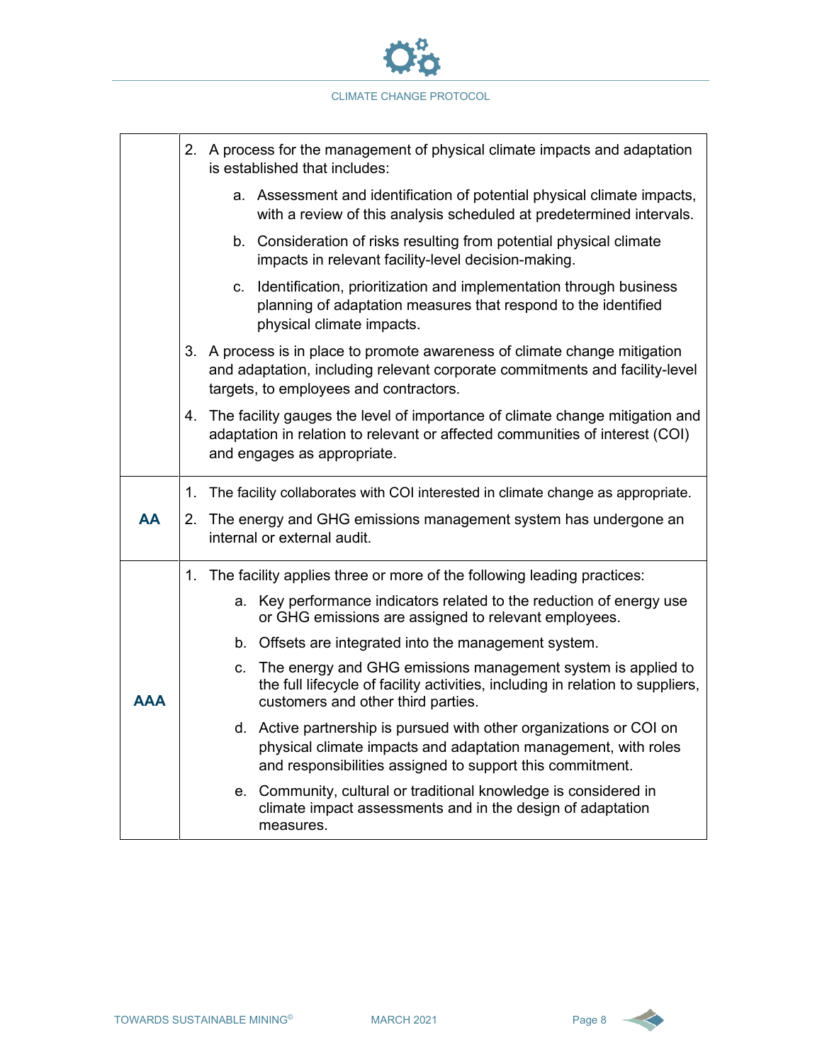| | |
|---|---|
| | 2. A process for the management of physical climate impacts and adaptation is established that includes:<br>a. Assessment and identification of potential physical climate impacts, with a review of this analysis scheduled at predetermined intervals.<br>b. Consideration of risks resulting from potential physical climate impacts in relevant facility-level decision-making.<br>c. Identification, prioritization and implementation through business planning of adaptation measures that respond to the identified physical climate impacts.<br>3. A process is in place to promote awareness of climate change mitigation and adaptation, including relevant corporate commitments and facility-level targets, to employees and contractors.<br>4. The facility gauges the level of importance of climate change mitigation and adaptation in relation to relevant or affected communities of interest (COI) and engages as appropriate. |
| **AA** | 1. The facility collaborates with COI interested in climate change as appropriate.<br>2. The energy and GHG emissions management system has undergone an internal or external audit. |
| **AAA** | 1. The facility applies three or more of the following leading practices:<br>a. Key performance indicators related to the reduction of energy use or GHG emissions are assigned to relevant employees.<br>b. Offsets are integrated into the management system.<br>c. The energy and GHG emissions management system is applied to the full lifecycle of facility activities, including in relation to suppliers, customers and other third parties.<br>d. Active partnership is pursued with other organizations or COI on physical climate impacts and adaptation management, with roles and responsibilities assigned to support this commitment.<br>e. Community, cultural or traditional knowledge is considered in climate impact assessments and in the design of adaptation measures. |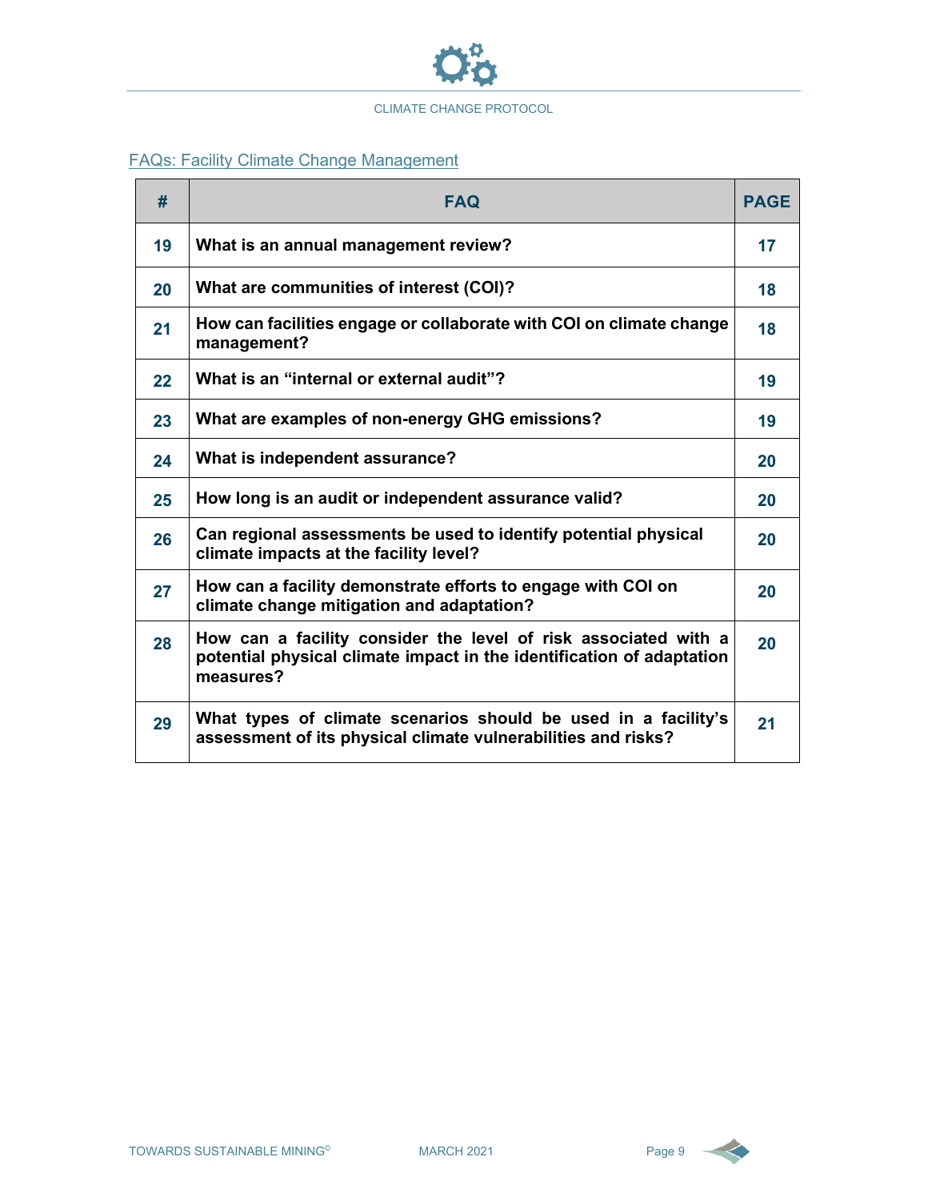## FAQs: Facility Climate Change Management

| # | FAQ | PAGE |
|---|---|---|
| 19 | What is an annual management review? | 17 |
| 20 | What are communities of interest (COI)? | 18 |
| 21 | How can facilities engage or collaborate with COI on climate change management? | 18 |
| 22 | What is an "internal or external audit"? | 19 |
| 23 | What are examples of non-energy GHG emissions? | 19 |
| 24 | What is independent assurance? | 20 |
| 25 | How long is an audit or independent assurance valid? | 20 |
| 26 | Can regional assessments be used to identify potential physical climate impacts at the facility level? | 20 |
| 27 | How can a facility demonstrate efforts to engage with COI on climate change mitigation and adaptation? | 20 |
| 28 | How can a facility consider the level of risk associated with a potential physical climate impact in the identification of adaptation measures? | 20 |
| 29 | What types of climate scenarios should be used in a facility's assessment of its physical climate vulnerabilities and risks? | 21 |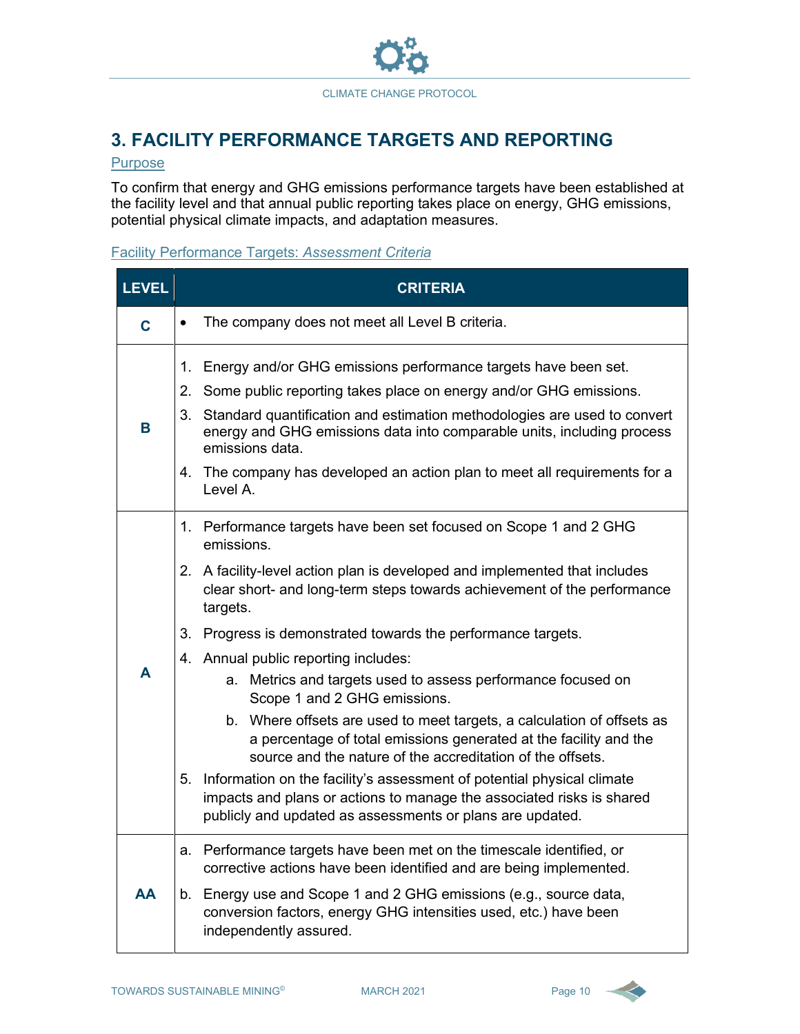## 3. FACILITY PERFORMANCE TARGETS AND REPORTING

### Purpose

To confirm that energy and GHG emissions performance targets have been established at the facility level and that annual public reporting takes place on energy, GHG emissions, potential physical climate impacts, and adaptation measures.

### Facility Performance Targets: *Assessment Criteria*

| LEVEL | CRITERIA |
| --- | --- |
| **C** | • The company does not meet all Level B criteria. |
| **B** | 1. Energy and/or GHG emissions performance targets have been set.<br>2. Some public reporting takes place on energy and/or GHG emissions.<br>3. Standard quantification and estimation methodologies are used to convert energy and GHG emissions data into comparable units, including process emissions data.<br>4. The company has developed an action plan to meet all requirements for a Level A. |
| **A** | 1. Performance targets have been set focused on Scope 1 and 2 GHG emissions.<br>2. A facility-level action plan is developed and implemented that includes clear short- and long-term steps towards achievement of the performance targets.<br>3. Progress is demonstrated towards the performance targets.<br>4. Annual public reporting includes:<br>a. Metrics and targets used to assess performance focused on Scope 1 and 2 GHG emissions.<br>b. Where offsets are used to meet targets, a calculation of offsets as a percentage of total emissions generated at the facility and the source and the nature of the accreditation of the offsets.<br>5. Information on the facility's assessment of potential physical climate impacts and plans or actions to manage the associated risks is shared publicly and updated as assessments or plans are updated. |
| **AA** | a. Performance targets have been met on the timescale identified, or corrective actions have been identified and are being implemented.<br>b. Energy use and Scope 1 and 2 GHG emissions (e.g., source data, conversion factors, energy GHG intensities used, etc.) have been independently assured. |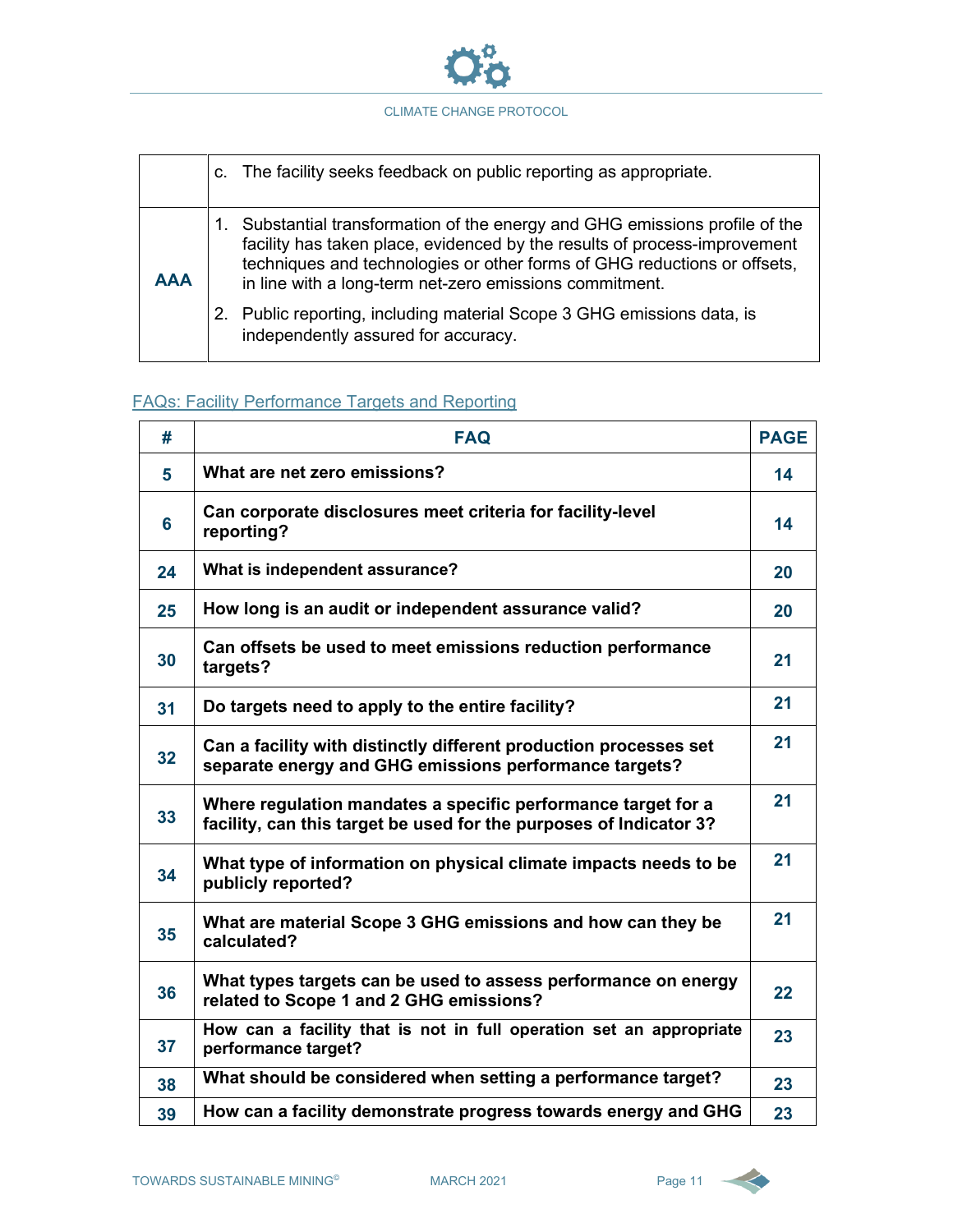|  | c. The facility seeks feedback on public reporting as appropriate. |
|---|---|
| **AAA** | 1. Substantial transformation of the energy and GHG emissions profile of the facility has taken place, evidenced by the results of process-improvement techniques and technologies or other forms of GHG reductions or offsets, in line with a long-term net-zero emissions commitment.<br>2. Public reporting, including material Scope 3 GHG emissions data, is independently assured for accuracy. |

FAQs: Facility Performance Targets and Reporting

| # | FAQ | PAGE |
|---|---|---|
| 5 | **What are net zero emissions?** | 14 |
| 6 | **Can corporate disclosures meet criteria for facility-level reporting?** | 14 |
| 24 | **What is independent assurance?** | 20 |
| 25 | **How long is an audit or independent assurance valid?** | 20 |
| 30 | **Can offsets be used to meet emissions reduction performance targets?** | 21 |
| 31 | **Do targets need to apply to the entire facility?** | 21 |
| 32 | **Can a facility with distinctly different production processes set separate energy and GHG emissions performance targets?** | 21 |
| 33 | **Where regulation mandates a specific performance target for a facility, can this target be used for the purposes of Indicator 3?** | 21 |
| 34 | **What type of information on physical climate impacts needs to be publicly reported?** | 21 |
| 35 | **What are material Scope 3 GHG emissions and how can they be calculated?** | 21 |
| 36 | **What types targets can be used to assess performance on energy related to Scope 1 and 2 GHG emissions?** | 22 |
| 37 | **How can a facility that is not in full operation set an appropriate performance target?** | 23 |
| 38 | **What should be considered when setting a performance target?** | 23 |
| 39 | **How can a facility demonstrate progress towards energy and GHG** | 23 |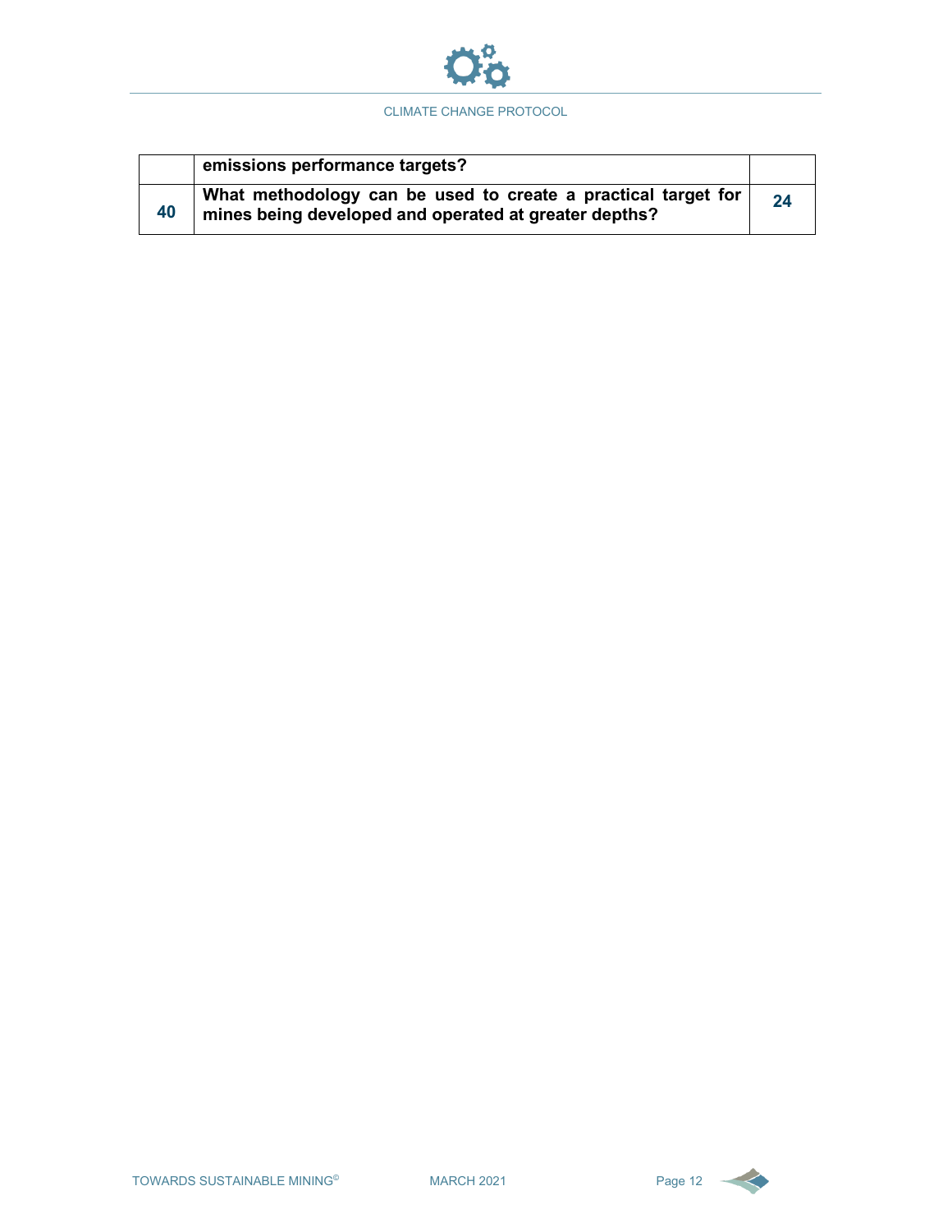| | | |
|---|---|---|
| | **emissions performance targets?** | |
| **40** | **What methodology can be used to create a practical target for mines being developed and operated at greater depths?** | **24** |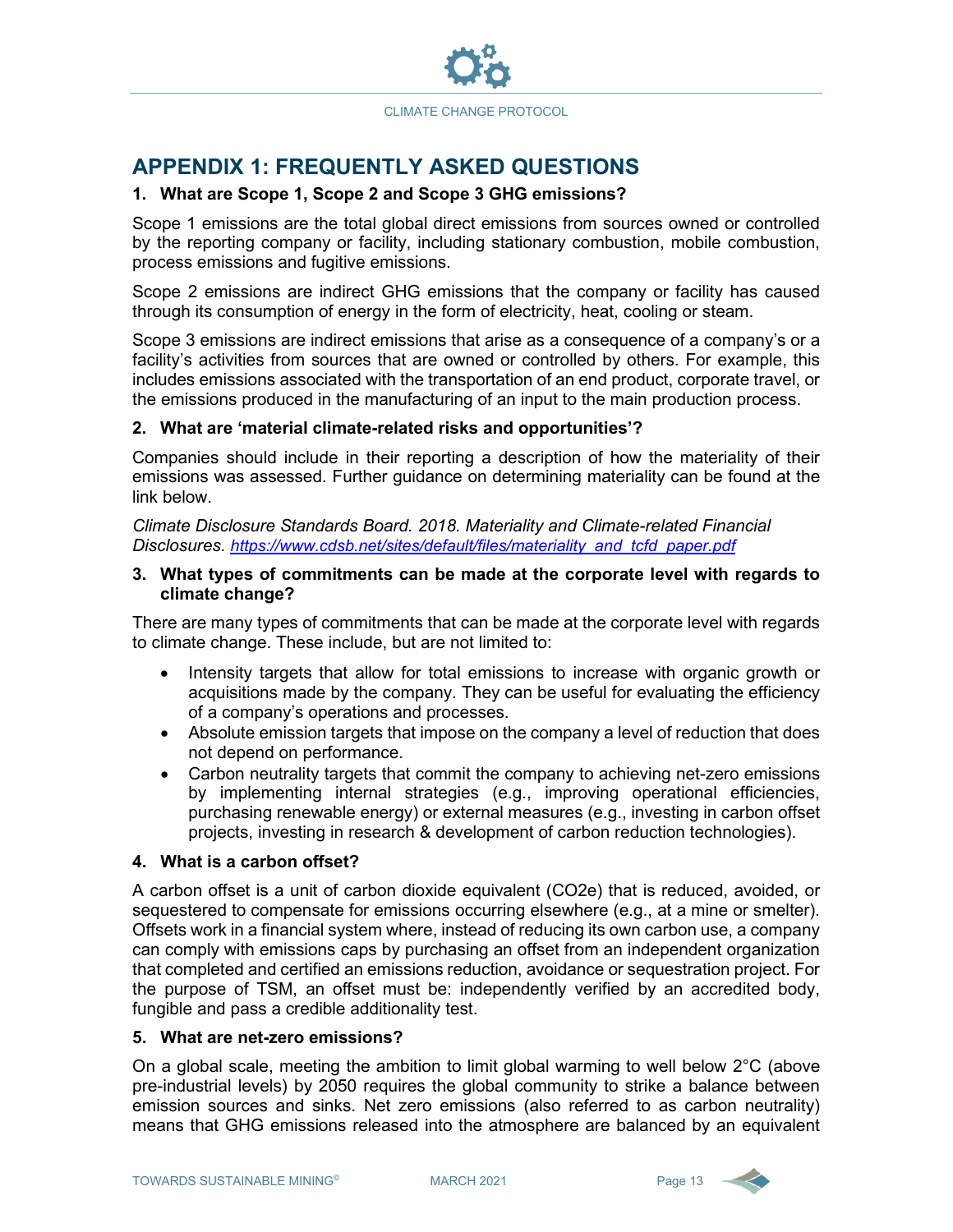## APPENDIX 1: FREQUENTLY ASKED QUESTIONS

### 1. What are Scope 1, Scope 2 and Scope 3 GHG emissions?

Scope 1 emissions are the total global direct emissions from sources owned or controlled by the reporting company or facility, including stationary combustion, mobile combustion, process emissions and fugitive emissions.

Scope 2 emissions are indirect GHG emissions that the company or facility has caused through its consumption of energy in the form of electricity, heat, cooling or steam.

Scope 3 emissions are indirect emissions that arise as a consequence of a company's or a facility's activities from sources that are owned or controlled by others. For example, this includes emissions associated with the transportation of an end product, corporate travel, or the emissions produced in the manufacturing of an input to the main production process.

### 2. What are 'material climate-related risks and opportunities'?

Companies should include in their reporting a description of how the materiality of their emissions was assessed. Further guidance on determining materiality can be found at the link below.

*Climate Disclosure Standards Board. 2018. Materiality and Climate-related Financial Disclosures.* https://www.cdsb.net/sites/default/files/materiality_and_tcfd_paper.pdf

### 3. What types of commitments can be made at the corporate level with regards to climate change?

There are many types of commitments that can be made at the corporate level with regards to climate change. These include, but are not limited to:

- Intensity targets that allow for total emissions to increase with organic growth or acquisitions made by the company. They can be useful for evaluating the efficiency of a company's operations and processes.
- Absolute emission targets that impose on the company a level of reduction that does not depend on performance.
- Carbon neutrality targets that commit the company to achieving net-zero emissions by implementing internal strategies (e.g., improving operational efficiencies, purchasing renewable energy) or external measures (e.g., investing in carbon offset projects, investing in research & development of carbon reduction technologies).

### 4. What is a carbon offset?

A carbon offset is a unit of carbon dioxide equivalent (CO2e) that is reduced, avoided, or sequestered to compensate for emissions occurring elsewhere (e.g., at a mine or smelter). Offsets work in a financial system where, instead of reducing its own carbon use, a company can comply with emissions caps by purchasing an offset from an independent organization that completed and certified an emissions reduction, avoidance or sequestration project. For the purpose of TSM, an offset must be: independently verified by an accredited body, fungible and pass a credible additionality test.

### 5. What are net-zero emissions?

On a global scale, meeting the ambition to limit global warming to well below 2°C (above pre-industrial levels) by 2050 requires the global community to strike a balance between emission sources and sinks. Net zero emissions (also referred to as carbon neutrality) means that GHG emissions released into the atmosphere are balanced by an equivalent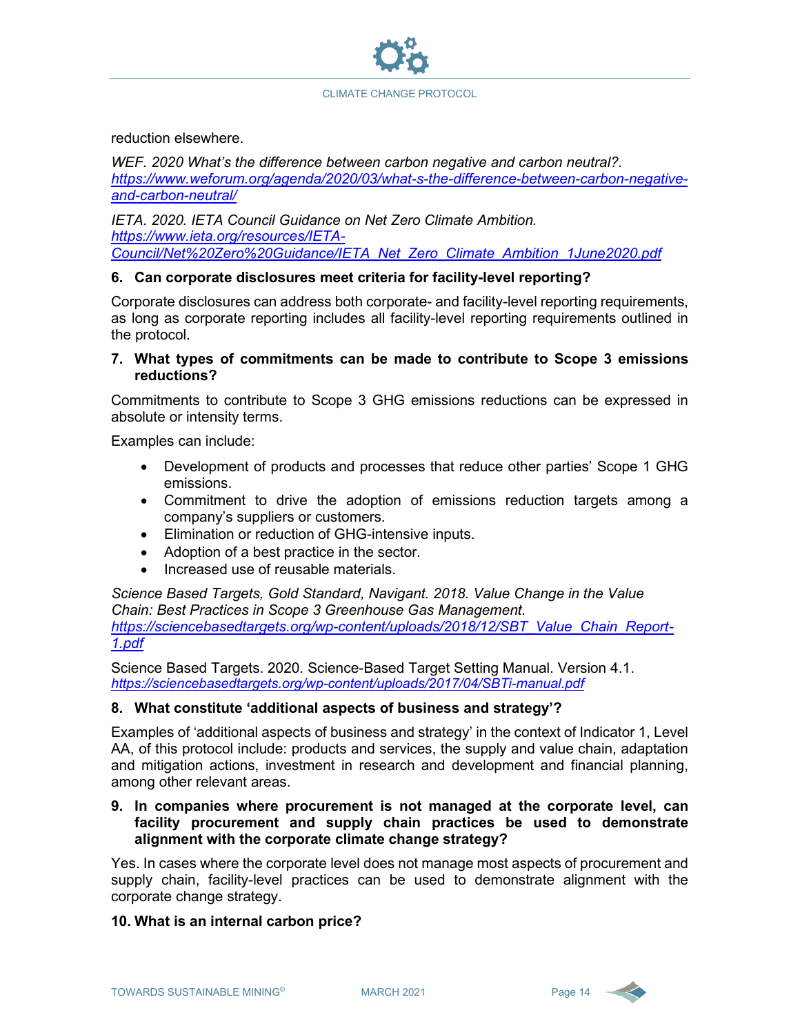reduction elsewhere.

*WEF. 2020 What's the difference between carbon negative and carbon neutral?. https://www.weforum.org/agenda/2020/03/what-s-the-difference-between-carbon-negative-and-carbon-neutral/*

*IETA. 2020. IETA Council Guidance on Net Zero Climate Ambition. https://www.ieta.org/resources/IETA-Council/Net%20Zero%20Guidance/IETA_Net_Zero_Climate_Ambition_1June2020.pdf*

**6. Can corporate disclosures meet criteria for facility-level reporting?**

Corporate disclosures can address both corporate- and facility-level reporting requirements, as long as corporate reporting includes all facility-level reporting requirements outlined in the protocol.

**7. What types of commitments can be made to contribute to Scope 3 emissions reductions?**

Commitments to contribute to Scope 3 GHG emissions reductions can be expressed in absolute or intensity terms.

Examples can include:

- Development of products and processes that reduce other parties' Scope 1 GHG emissions.
- Commitment to drive the adoption of emissions reduction targets among a company's suppliers or customers.
- Elimination or reduction of GHG-intensive inputs.
- Adoption of a best practice in the sector.
- Increased use of reusable materials.

*Science Based Targets, Gold Standard, Navigant. 2018. Value Change in the Value Chain: Best Practices in Scope 3 Greenhouse Gas Management. https://sciencebasedtargets.org/wp-content/uploads/2018/12/SBT_Value_Chain_Report-1.pdf*

Science Based Targets. 2020. Science-Based Target Setting Manual. Version 4.1. *https://sciencebasedtargets.org/wp-content/uploads/2017/04/SBTi-manual.pdf*

**8. What constitute 'additional aspects of business and strategy'?**

Examples of 'additional aspects of business and strategy' in the context of Indicator 1, Level AA, of this protocol include: products and services, the supply and value chain, adaptation and mitigation actions, investment in research and development and financial planning, among other relevant areas.

**9. In companies where procurement is not managed at the corporate level, can facility procurement and supply chain practices be used to demonstrate alignment with the corporate climate change strategy?**

Yes. In cases where the corporate level does not manage most aspects of procurement and supply chain, facility-level practices can be used to demonstrate alignment with the corporate change strategy.

**10. What is an internal carbon price?**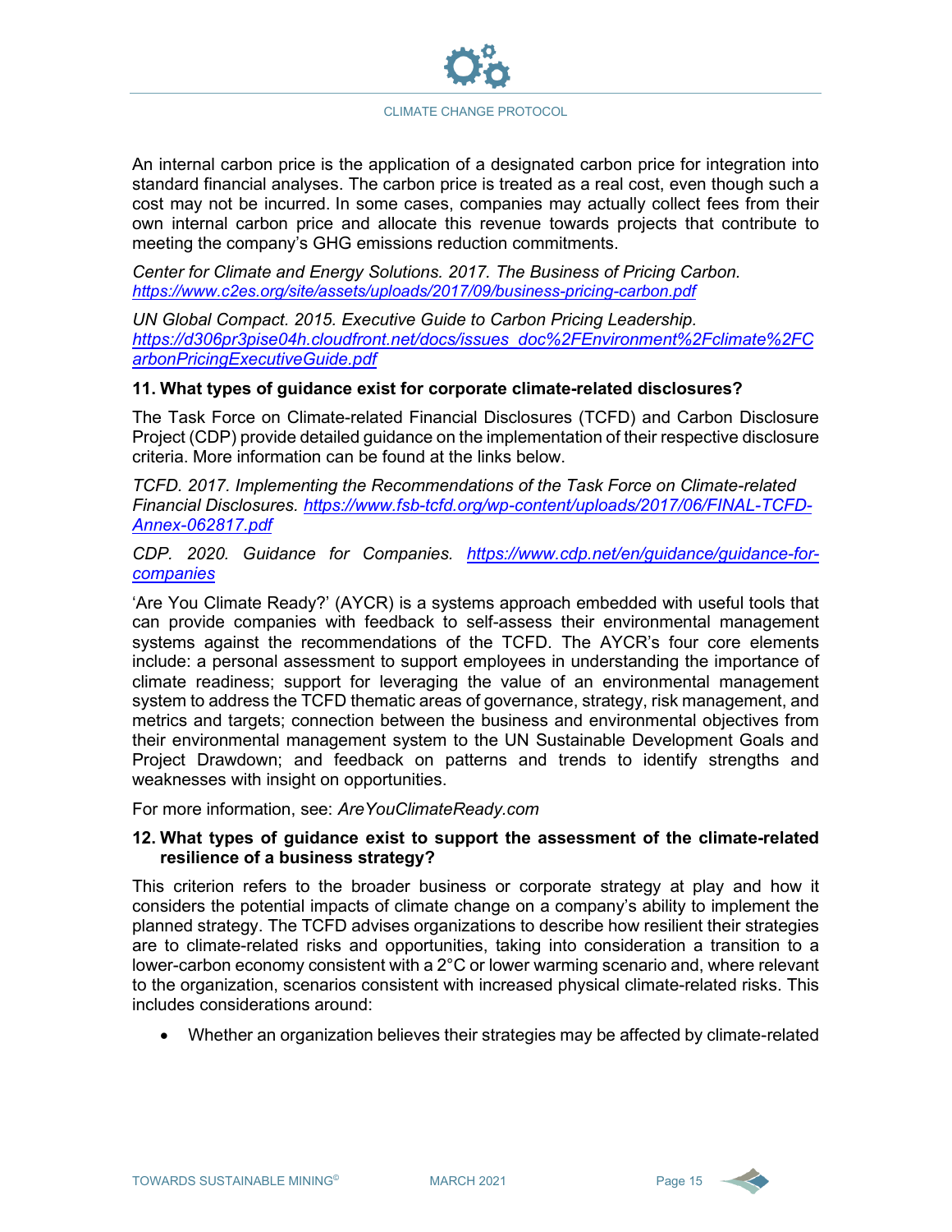An internal carbon price is the application of a designated carbon price for integration into standard financial analyses. The carbon price is treated as a real cost, even though such a cost may not be incurred. In some cases, companies may actually collect fees from their own internal carbon price and allocate this revenue towards projects that contribute to meeting the company's GHG emissions reduction commitments.

*Center for Climate and Energy Solutions. 2017. The Business of Pricing Carbon.* *https://www.c2es.org/site/assets/uploads/2017/09/business-pricing-carbon.pdf*

*UN Global Compact. 2015. Executive Guide to Carbon Pricing Leadership.* *https://d306pr3pise04h.cloudfront.net/docs/issues_doc%2FEnvironment%2Fclimate%2FCarbonPricingExecutiveGuide.pdf*

**11. What types of guidance exist for corporate climate-related disclosures?**

The Task Force on Climate-related Financial Disclosures (TCFD) and Carbon Disclosure Project (CDP) provide detailed guidance on the implementation of their respective disclosure criteria. More information can be found at the links below.

*TCFD. 2017. Implementing the Recommendations of the Task Force on Climate-related Financial Disclosures. https://www.fsb-tcfd.org/wp-content/uploads/2017/06/FINAL-TCFD-Annex-062817.pdf*

*CDP. 2020. Guidance for Companies. https://www.cdp.net/en/guidance/guidance-for-companies*

'Are You Climate Ready?' (AYCR) is a systems approach embedded with useful tools that can provide companies with feedback to self-assess their environmental management systems against the recommendations of the TCFD. The AYCR's four core elements include: a personal assessment to support employees in understanding the importance of climate readiness; support for leveraging the value of an environmental management system to address the TCFD thematic areas of governance, strategy, risk management, and metrics and targets; connection between the business and environmental objectives from their environmental management system to the UN Sustainable Development Goals and Project Drawdown; and feedback on patterns and trends to identify strengths and weaknesses with insight on opportunities.

For more information, see: *AreYouClimateReady.com*

**12. What types of guidance exist to support the assessment of the climate-related resilience of a business strategy?**

This criterion refers to the broader business or corporate strategy at play and how it considers the potential impacts of climate change on a company's ability to implement the planned strategy. The TCFD advises organizations to describe how resilient their strategies are to climate-related risks and opportunities, taking into consideration a transition to a lower-carbon economy consistent with a 2°C or lower warming scenario and, where relevant to the organization, scenarios consistent with increased physical climate-related risks. This includes considerations around:

- Whether an organization believes their strategies may be affected by climate-related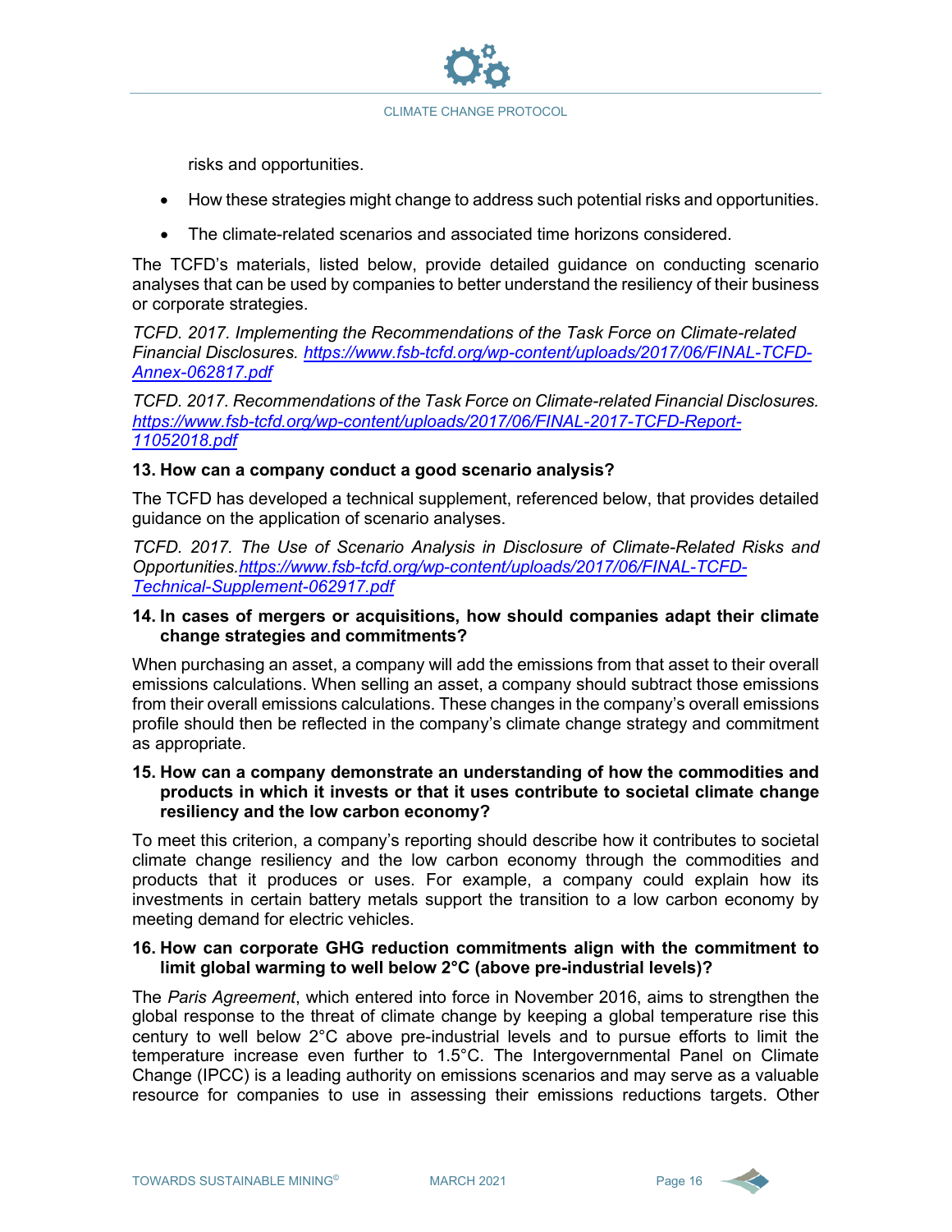risks and opportunities.

- How these strategies might change to address such potential risks and opportunities.
- The climate-related scenarios and associated time horizons considered.

The TCFD's materials, listed below, provide detailed guidance on conducting scenario analyses that can be used by companies to better understand the resiliency of their business or corporate strategies.

*TCFD. 2017. Implementing the Recommendations of the Task Force on Climate-related Financial Disclosures.* https://www.fsb-tcfd.org/wp-content/uploads/2017/06/FINAL-TCFD-Annex-062817.pdf

*TCFD. 2017. Recommendations of the Task Force on Climate-related Financial Disclosures.* https://www.fsb-tcfd.org/wp-content/uploads/2017/06/FINAL-2017-TCFD-Report-11052018.pdf

**13. How can a company conduct a good scenario analysis?**

The TCFD has developed a technical supplement, referenced below, that provides detailed guidance on the application of scenario analyses.

*TCFD. 2017. The Use of Scenario Analysis in Disclosure of Climate-Related Risks and Opportunities.* https://www.fsb-tcfd.org/wp-content/uploads/2017/06/FINAL-TCFD-Technical-Supplement-062917.pdf

**14. In cases of mergers or acquisitions, how should companies adapt their climate change strategies and commitments?**

When purchasing an asset, a company will add the emissions from that asset to their overall emissions calculations. When selling an asset, a company should subtract those emissions from their overall emissions calculations. These changes in the company's overall emissions profile should then be reflected in the company's climate change strategy and commitment as appropriate.

**15. How can a company demonstrate an understanding of how the commodities and products in which it invests or that it uses contribute to societal climate change resiliency and the low carbon economy?**

To meet this criterion, a company's reporting should describe how it contributes to societal climate change resiliency and the low carbon economy through the commodities and products that it produces or uses. For example, a company could explain how its investments in certain battery metals support the transition to a low carbon economy by meeting demand for electric vehicles.

**16. How can corporate GHG reduction commitments align with the commitment to limit global warming to well below 2°C (above pre-industrial levels)?**

The *Paris Agreement*, which entered into force in November 2016, aims to strengthen the global response to the threat of climate change by keeping a global temperature rise this century to well below 2°C above pre-industrial levels and to pursue efforts to limit the temperature increase even further to 1.5°C. The Intergovernmental Panel on Climate Change (IPCC) is a leading authority on emissions scenarios and may serve as a valuable resource for companies to use in assessing their emissions reductions targets. Other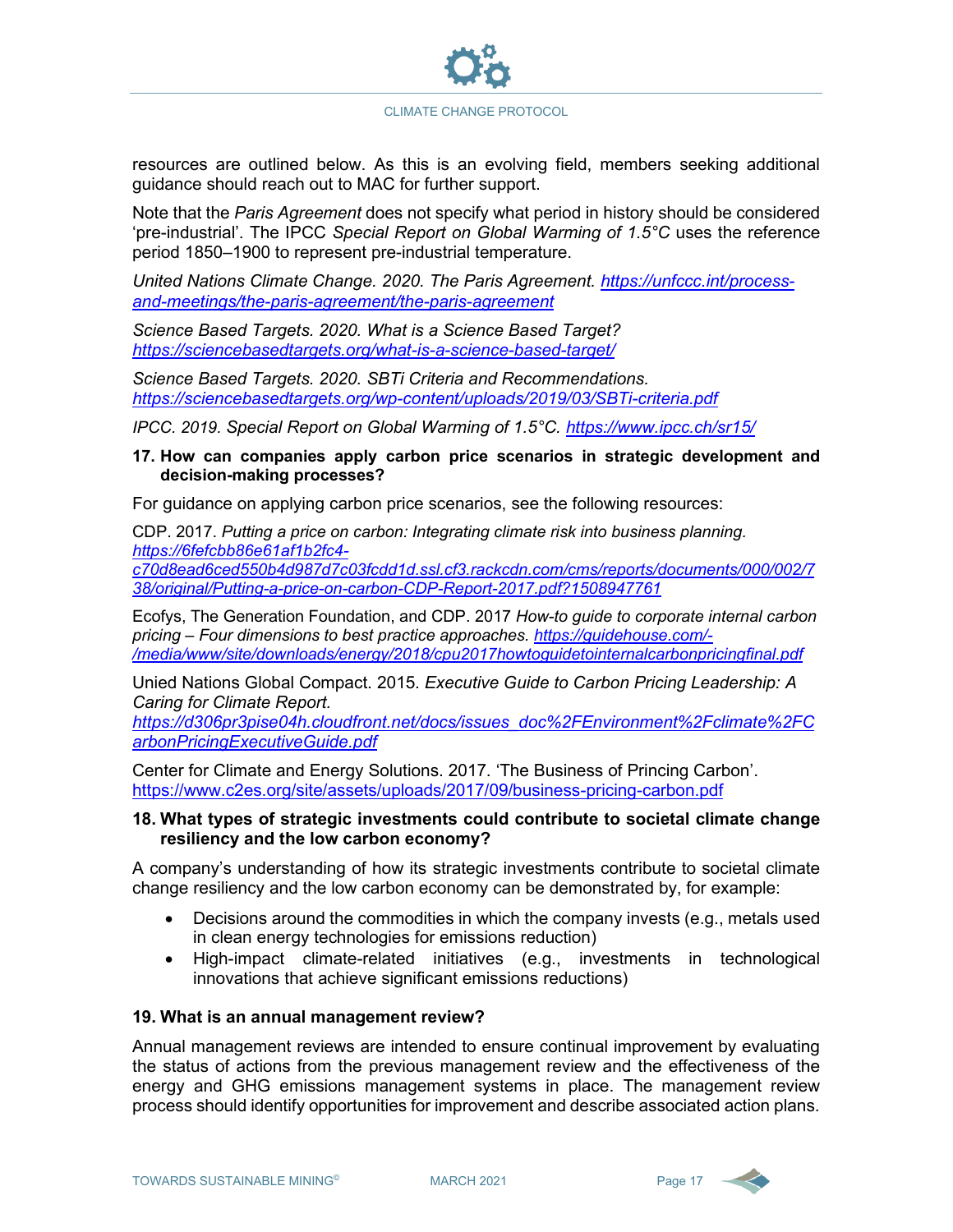resources are outlined below. As this is an evolving field, members seeking additional guidance should reach out to MAC for further support.

Note that the *Paris Agreement* does not specify what period in history should be considered 'pre-industrial'. The IPCC *Special Report on Global Warming of 1.5°C* uses the reference period 1850–1900 to represent pre-industrial temperature.

*United Nations Climate Change. 2020. The Paris Agreement. https://unfccc.int/process-and-meetings/the-paris-agreement/the-paris-agreement*

*Science Based Targets. 2020. What is a Science Based Target? https://sciencebasedtargets.org/what-is-a-science-based-target/*

*Science Based Targets. 2020. SBTi Criteria and Recommendations. https://sciencebasedtargets.org/wp-content/uploads/2019/03/SBTi-criteria.pdf*

*IPCC. 2019. Special Report on Global Warming of 1.5°C. https://www.ipcc.ch/sr15/*

**17. How can companies apply carbon price scenarios in strategic development and decision-making processes?**

For guidance on applying carbon price scenarios, see the following resources:

CDP. 2017. *Putting a price on carbon: Integrating climate risk into business planning. https://6fefcbb86e61af1b2fc4-c70d8ead6ced550b4d987d7c03fcdd1d.ssl.cf3.rackcdn.com/cms/reports/documents/000/002/738/original/Putting-a-price-on-carbon-CDP-Report-2017.pdf?1508947761*

Ecofys, The Generation Foundation, and CDP. 2017 *How-to guide to corporate internal carbon pricing – Four dimensions to best practice approaches. https://guidehouse.com/-/media/www/site/downloads/energy/2018/cpu2017howtoguidetointernalcarbonpricingfinal.pdf*

Unied Nations Global Compact. 2015. *Executive Guide to Carbon Pricing Leadership: A Caring for Climate Report. https://d306pr3pise04h.cloudfront.net/docs/issues_doc%2FEnvironment%2Fclimate%2FCarbonPricingExecutiveGuide.pdf*

Center for Climate and Energy Solutions. 2017. 'The Business of Princing Carbon'. https://www.c2es.org/site/assets/uploads/2017/09/business-pricing-carbon.pdf

**18. What types of strategic investments could contribute to societal climate change resiliency and the low carbon economy?**

A company's understanding of how its strategic investments contribute to societal climate change resiliency and the low carbon economy can be demonstrated by, for example:

- Decisions around the commodities in which the company invests (e.g., metals used in clean energy technologies for emissions reduction)
- High-impact climate-related initiatives (e.g., investments in technological innovations that achieve significant emissions reductions)

**19. What is an annual management review?**

Annual management reviews are intended to ensure continual improvement by evaluating the status of actions from the previous management review and the effectiveness of the energy and GHG emissions management systems in place. The management review process should identify opportunities for improvement and describe associated action plans.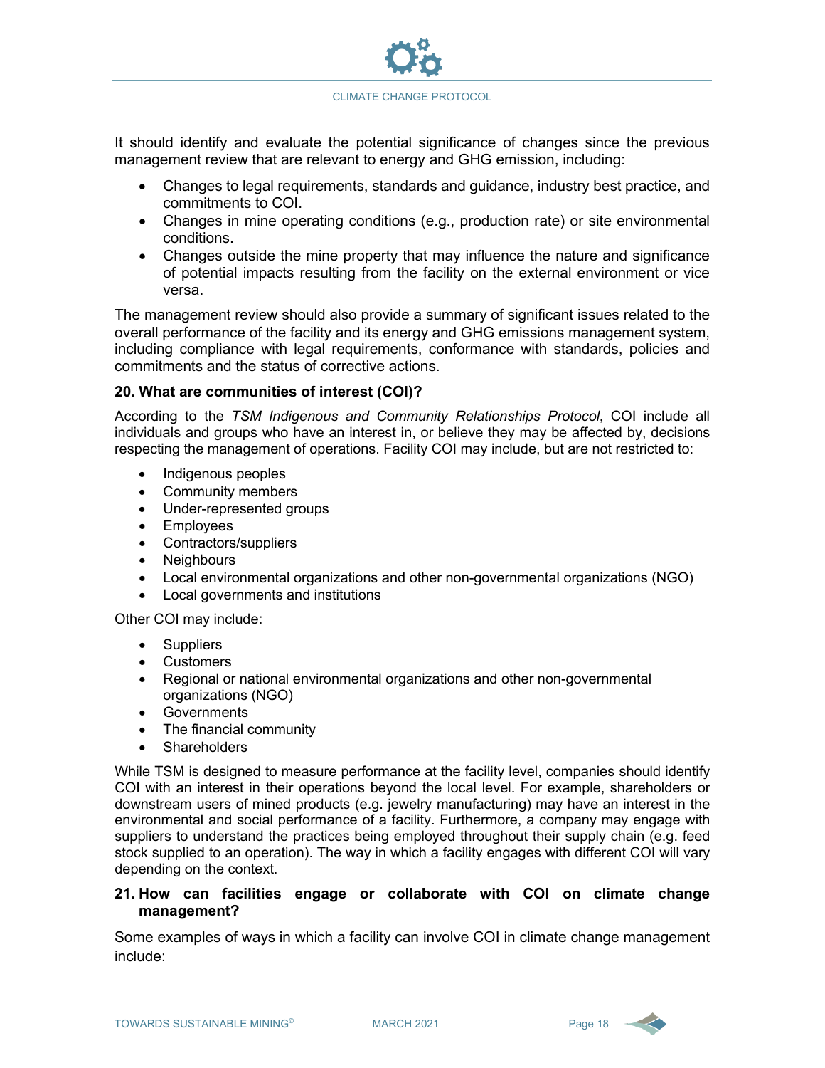It should identify and evaluate the potential significance of changes since the previous management review that are relevant to energy and GHG emission, including:

- Changes to legal requirements, standards and guidance, industry best practice, and commitments to COI.
- Changes in mine operating conditions (e.g., production rate) or site environmental conditions.
- Changes outside the mine property that may influence the nature and significance of potential impacts resulting from the facility on the external environment or vice versa.

The management review should also provide a summary of significant issues related to the overall performance of the facility and its energy and GHG emissions management system, including compliance with legal requirements, conformance with standards, policies and commitments and the status of corrective actions.

### 20. What are communities of interest (COI)?

According to the *TSM Indigenous and Community Relationships Protocol*, COI include all individuals and groups who have an interest in, or believe they may be affected by, decisions respecting the management of operations. Facility COI may include, but are not restricted to:

- Indigenous peoples
- Community members
- Under-represented groups
- Employees
- Contractors/suppliers
- Neighbours
- Local environmental organizations and other non-governmental organizations (NGO)
- Local governments and institutions

Other COI may include:

- Suppliers
- Customers
- Regional or national environmental organizations and other non-governmental organizations (NGO)
- Governments
- The financial community
- Shareholders

While TSM is designed to measure performance at the facility level, companies should identify COI with an interest in their operations beyond the local level. For example, shareholders or downstream users of mined products (e.g. jewelry manufacturing) may have an interest in the environmental and social performance of a facility. Furthermore, a company may engage with suppliers to understand the practices being employed throughout their supply chain (e.g. feed stock supplied to an operation). The way in which a facility engages with different COI will vary depending on the context.

### 21. How can facilities engage or collaborate with COI on climate change management?

Some examples of ways in which a facility can involve COI in climate change management include: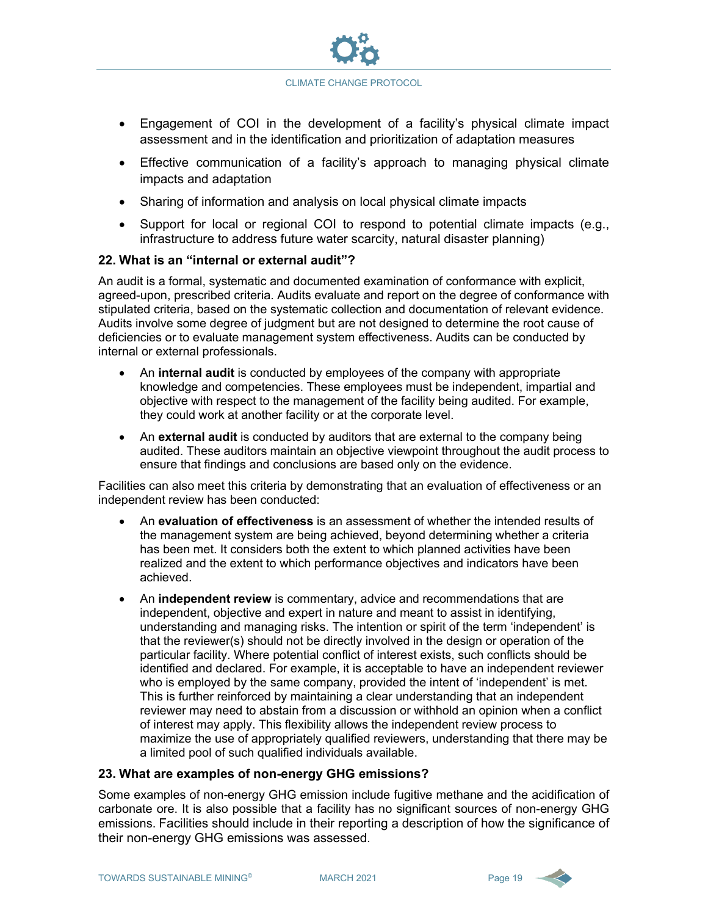- Engagement of COI in the development of a facility's physical climate impact assessment and in the identification and prioritization of adaptation measures
- Effective communication of a facility's approach to managing physical climate impacts and adaptation
- Sharing of information and analysis on local physical climate impacts
- Support for local or regional COI to respond to potential climate impacts (e.g., infrastructure to address future water scarcity, natural disaster planning)

### 22. What is an "internal or external audit"?

An audit is a formal, systematic and documented examination of conformance with explicit, agreed-upon, prescribed criteria. Audits evaluate and report on the degree of conformance with stipulated criteria, based on the systematic collection and documentation of relevant evidence. Audits involve some degree of judgment but are not designed to determine the root cause of deficiencies or to evaluate management system effectiveness. Audits can be conducted by internal or external professionals.

- An **internal audit** is conducted by employees of the company with appropriate knowledge and competencies. These employees must be independent, impartial and objective with respect to the management of the facility being audited. For example, they could work at another facility or at the corporate level.
- An **external audit** is conducted by auditors that are external to the company being audited. These auditors maintain an objective viewpoint throughout the audit process to ensure that findings and conclusions are based only on the evidence.

Facilities can also meet this criteria by demonstrating that an evaluation of effectiveness or an independent review has been conducted:

- An **evaluation of effectiveness** is an assessment of whether the intended results of the management system are being achieved, beyond determining whether a criteria has been met. It considers both the extent to which planned activities have been realized and the extent to which performance objectives and indicators have been achieved.
- An **independent review** is commentary, advice and recommendations that are independent, objective and expert in nature and meant to assist in identifying, understanding and managing risks. The intention or spirit of the term 'independent' is that the reviewer(s) should not be directly involved in the design or operation of the particular facility. Where potential conflict of interest exists, such conflicts should be identified and declared. For example, it is acceptable to have an independent reviewer who is employed by the same company, provided the intent of 'independent' is met. This is further reinforced by maintaining a clear understanding that an independent reviewer may need to abstain from a discussion or withhold an opinion when a conflict of interest may apply. This flexibility allows the independent review process to maximize the use of appropriately qualified reviewers, understanding that there may be a limited pool of such qualified individuals available.

### 23. What are examples of non-energy GHG emissions?

Some examples of non-energy GHG emission include fugitive methane and the acidification of carbonate ore. It is also possible that a facility has no significant sources of non-energy GHG emissions. Facilities should include in their reporting a description of how the significance of their non-energy GHG emissions was assessed.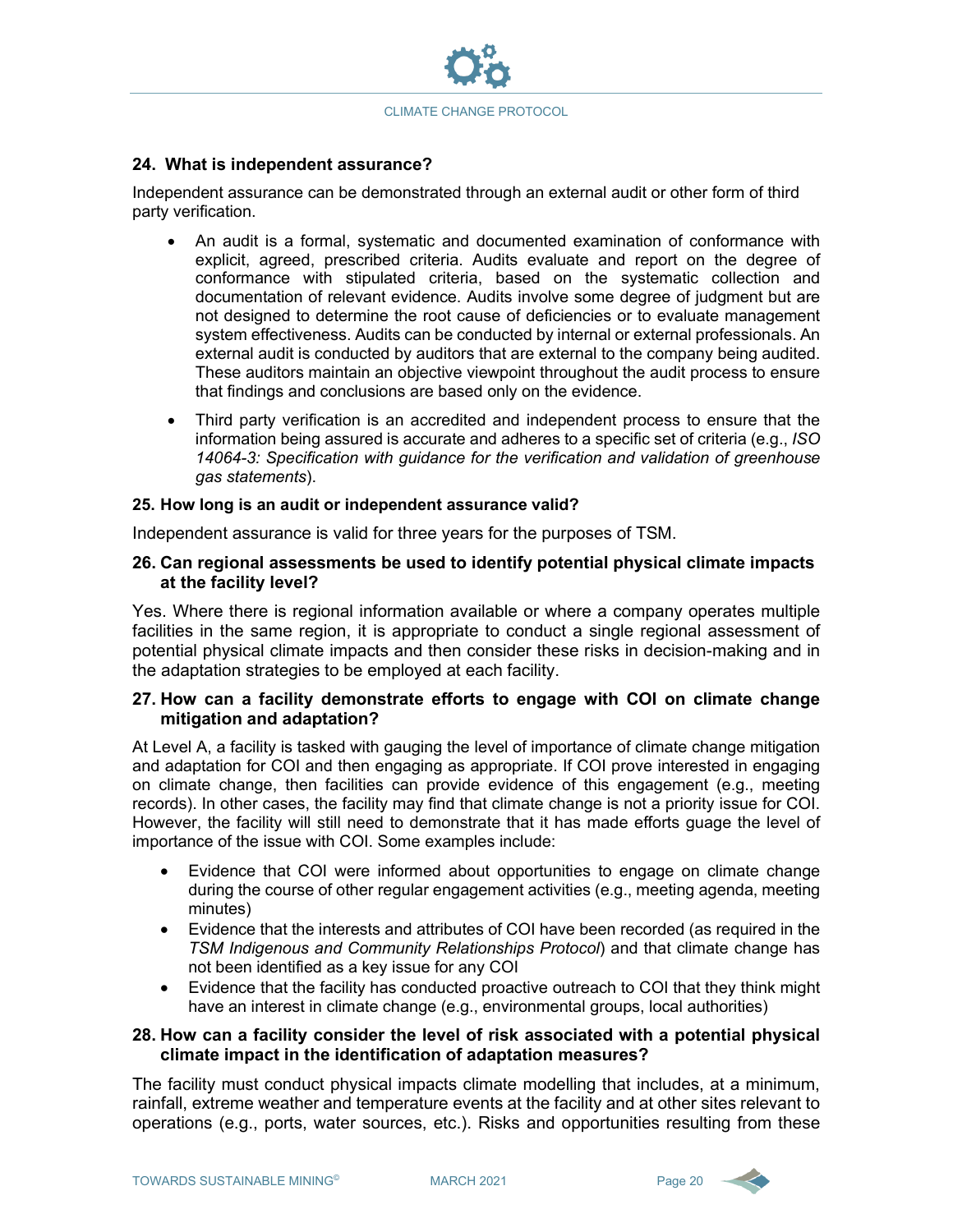### 24. What is independent assurance?

Independent assurance can be demonstrated through an external audit or other form of third party verification.

- An audit is a formal, systematic and documented examination of conformance with explicit, agreed, prescribed criteria. Audits evaluate and report on the degree of conformance with stipulated criteria, based on the systematic collection and documentation of relevant evidence. Audits involve some degree of judgment but are not designed to determine the root cause of deficiencies or to evaluate management system effectiveness. Audits can be conducted by internal or external professionals. An external audit is conducted by auditors that are external to the company being audited. These auditors maintain an objective viewpoint throughout the audit process to ensure that findings and conclusions are based only on the evidence.
- Third party verification is an accredited and independent process to ensure that the information being assured is accurate and adheres to a specific set of criteria (e.g., *ISO 14064-3: Specification with guidance for the verification and validation of greenhouse gas statements*).

### 25. How long is an audit or independent assurance valid?

Independent assurance is valid for three years for the purposes of TSM.

### 26. Can regional assessments be used to identify potential physical climate impacts at the facility level?

Yes. Where there is regional information available or where a company operates multiple facilities in the same region, it is appropriate to conduct a single regional assessment of potential physical climate impacts and then consider these risks in decision-making and in the adaptation strategies to be employed at each facility.

### 27. How can a facility demonstrate efforts to engage with COI on climate change mitigation and adaptation?

At Level A, a facility is tasked with gauging the level of importance of climate change mitigation and adaptation for COI and then engaging as appropriate. If COI prove interested in engaging on climate change, then facilities can provide evidence of this engagement (e.g., meeting records). In other cases, the facility may find that climate change is not a priority issue for COI. However, the facility will still need to demonstrate that it has made efforts guage the level of importance of the issue with COI. Some examples include:

- Evidence that COI were informed about opportunities to engage on climate change during the course of other regular engagement activities (e.g., meeting agenda, meeting minutes)
- Evidence that the interests and attributes of COI have been recorded (as required in the *TSM Indigenous and Community Relationships Protocol*) and that climate change has not been identified as a key issue for any COI
- Evidence that the facility has conducted proactive outreach to COI that they think might have an interest in climate change (e.g., environmental groups, local authorities)

### 28. How can a facility consider the level of risk associated with a potential physical climate impact in the identification of adaptation measures?

The facility must conduct physical impacts climate modelling that includes, at a minimum, rainfall, extreme weather and temperature events at the facility and at other sites relevant to operations (e.g., ports, water sources, etc.). Risks and opportunities resulting from these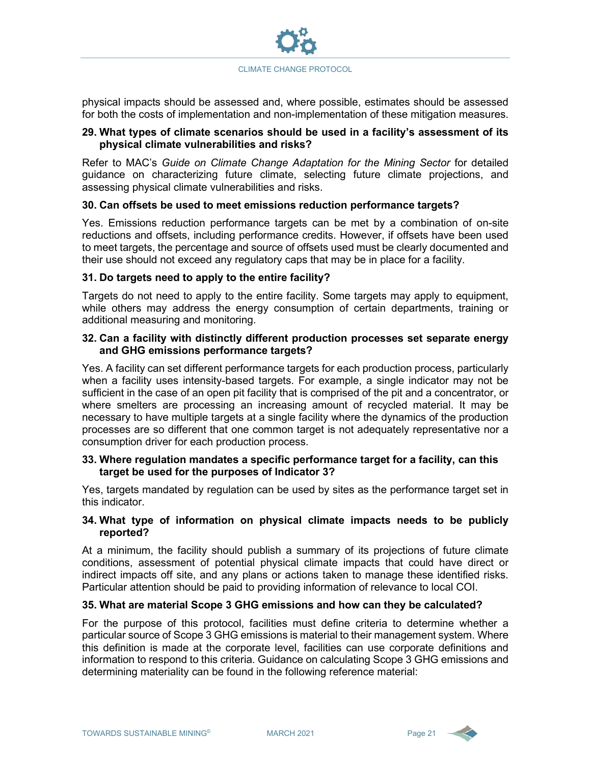physical impacts should be assessed and, where possible, estimates should be assessed for both the costs of implementation and non-implementation of these mitigation measures.

### 29. What types of climate scenarios should be used in a facility's assessment of its physical climate vulnerabilities and risks?

Refer to MAC's *Guide on Climate Change Adaptation for the Mining Sector* for detailed guidance on characterizing future climate, selecting future climate projections, and assessing physical climate vulnerabilities and risks.

### 30. Can offsets be used to meet emissions reduction performance targets?

Yes. Emissions reduction performance targets can be met by a combination of on-site reductions and offsets, including performance credits. However, if offsets have been used to meet targets, the percentage and source of offsets used must be clearly documented and their use should not exceed any regulatory caps that may be in place for a facility.

### 31. Do targets need to apply to the entire facility?

Targets do not need to apply to the entire facility. Some targets may apply to equipment, while others may address the energy consumption of certain departments, training or additional measuring and monitoring.

### 32. Can a facility with distinctly different production processes set separate energy and GHG emissions performance targets?

Yes. A facility can set different performance targets for each production process, particularly when a facility uses intensity-based targets. For example, a single indicator may not be sufficient in the case of an open pit facility that is comprised of the pit and a concentrator, or where smelters are processing an increasing amount of recycled material. It may be necessary to have multiple targets at a single facility where the dynamics of the production processes are so different that one common target is not adequately representative nor a consumption driver for each production process.

### 33. Where regulation mandates a specific performance target for a facility, can this target be used for the purposes of Indicator 3?

Yes, targets mandated by regulation can be used by sites as the performance target set in this indicator.

### 34. What type of information on physical climate impacts needs to be publicly reported?

At a minimum, the facility should publish a summary of its projections of future climate conditions, assessment of potential physical climate impacts that could have direct or indirect impacts off site, and any plans or actions taken to manage these identified risks. Particular attention should be paid to providing information of relevance to local COI.

### 35. What are material Scope 3 GHG emissions and how can they be calculated?

For the purpose of this protocol, facilities must define criteria to determine whether a particular source of Scope 3 GHG emissions is material to their management system. Where this definition is made at the corporate level, facilities can use corporate definitions and information to respond to this criteria. Guidance on calculating Scope 3 GHG emissions and determining materiality can be found in the following reference material: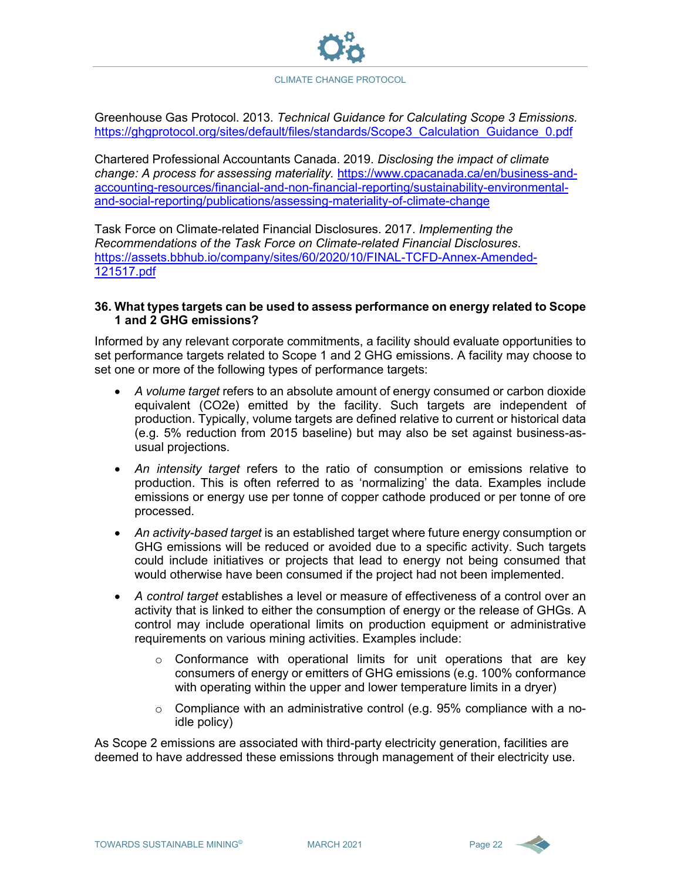Greenhouse Gas Protocol. 2013. *Technical Guidance for Calculating Scope 3 Emissions.* https://ghgprotocol.org/sites/default/files/standards/Scope3_Calculation_Guidance_0.pdf

Chartered Professional Accountants Canada. 2019. *Disclosing the impact of climate change: A process for assessing materiality.* https://www.cpacanada.ca/en/business-and-accounting-resources/financial-and-non-financial-reporting/sustainability-environmental-and-social-reporting/publications/assessing-materiality-of-climate-change

Task Force on Climate-related Financial Disclosures. 2017. *Implementing the Recommendations of the Task Force on Climate-related Financial Disclosures.* https://assets.bbhub.io/company/sites/60/2020/10/FINAL-TCFD-Annex-Amended-121517.pdf

### 36. What types targets can be used to assess performance on energy related to Scope 1 and 2 GHG emissions?

Informed by any relevant corporate commitments, a facility should evaluate opportunities to set performance targets related to Scope 1 and 2 GHG emissions. A facility may choose to set one or more of the following types of performance targets:

- *A volume target* refers to an absolute amount of energy consumed or carbon dioxide equivalent (CO2e) emitted by the facility. Such targets are independent of production. Typically, volume targets are defined relative to current or historical data (e.g. 5% reduction from 2015 baseline) but may also be set against business-as-usual projections.
- *An intensity target* refers to the ratio of consumption or emissions relative to production. This is often referred to as 'normalizing' the data. Examples include emissions or energy use per tonne of copper cathode produced or per tonne of ore processed.
- *An activity-based target* is an established target where future energy consumption or GHG emissions will be reduced or avoided due to a specific activity. Such targets could include initiatives or projects that lead to energy not being consumed that would otherwise have been consumed if the project had not been implemented.
- *A control target* establishes a level or measure of effectiveness of a control over an activity that is linked to either the consumption of energy or the release of GHGs. A control may include operational limits on production equipment or administrative requirements on various mining activities. Examples include:
    - Conformance with operational limits for unit operations that are key consumers of energy or emitters of GHG emissions (e.g. 100% conformance with operating within the upper and lower temperature limits in a dryer)
    - Compliance with an administrative control (e.g. 95% compliance with a no-idle policy)

As Scope 2 emissions are associated with third-party electricity generation, facilities are deemed to have addressed these emissions through management of their electricity use.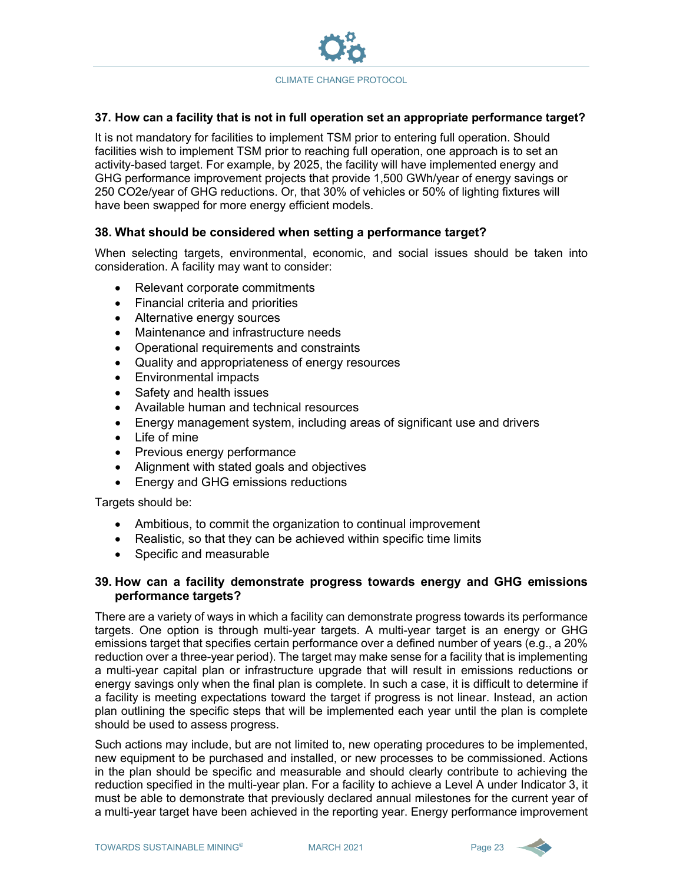### 37. How can a facility that is not in full operation set an appropriate performance target?

It is not mandatory for facilities to implement TSM prior to entering full operation. Should facilities wish to implement TSM prior to reaching full operation, one approach is to set an activity-based target. For example, by 2025, the facility will have implemented energy and GHG performance improvement projects that provide 1,500 GWh/year of energy savings or 250 CO2e/year of GHG reductions. Or, that 30% of vehicles or 50% of lighting fixtures will have been swapped for more energy efficient models.

### 38. What should be considered when setting a performance target?

When selecting targets, environmental, economic, and social issues should be taken into consideration. A facility may want to consider:

- Relevant corporate commitments
- Financial criteria and priorities
- Alternative energy sources
- Maintenance and infrastructure needs
- Operational requirements and constraints
- Quality and appropriateness of energy resources
- Environmental impacts
- Safety and health issues
- Available human and technical resources
- Energy management system, including areas of significant use and drivers
- Life of mine
- Previous energy performance
- Alignment with stated goals and objectives
- Energy and GHG emissions reductions

Targets should be:

- Ambitious, to commit the organization to continual improvement
- Realistic, so that they can be achieved within specific time limits
- Specific and measurable

### 39. How can a facility demonstrate progress towards energy and GHG emissions performance targets?

There are a variety of ways in which a facility can demonstrate progress towards its performance targets. One option is through multi-year targets. A multi-year target is an energy or GHG emissions target that specifies certain performance over a defined number of years (e.g., a 20% reduction over a three-year period). The target may make sense for a facility that is implementing a multi-year capital plan or infrastructure upgrade that will result in emissions reductions or energy savings only when the final plan is complete. In such a case, it is difficult to determine if a facility is meeting expectations toward the target if progress is not linear. Instead, an action plan outlining the specific steps that will be implemented each year until the plan is complete should be used to assess progress.

Such actions may include, but are not limited to, new operating procedures to be implemented, new equipment to be purchased and installed, or new processes to be commissioned. Actions in the plan should be specific and measurable and should clearly contribute to achieving the reduction specified in the multi-year plan. For a facility to achieve a Level A under Indicator 3, it must be able to demonstrate that previously declared annual milestones for the current year of a multi-year target have been achieved in the reporting year. Energy performance improvement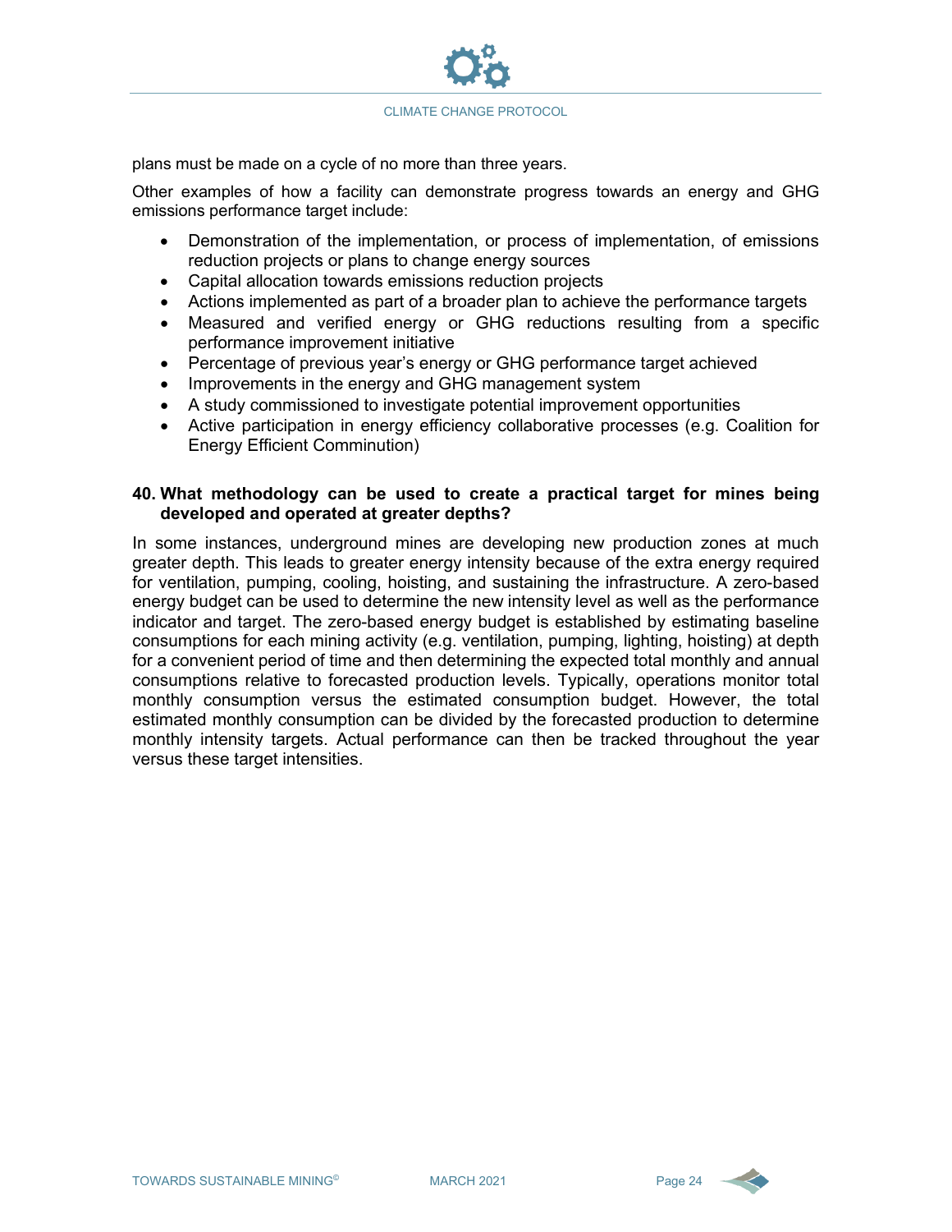plans must be made on a cycle of no more than three years.

Other examples of how a facility can demonstrate progress towards an energy and GHG emissions performance target include:

- Demonstration of the implementation, or process of implementation, of emissions reduction projects or plans to change energy sources
- Capital allocation towards emissions reduction projects
- Actions implemented as part of a broader plan to achieve the performance targets
- Measured and verified energy or GHG reductions resulting from a specific performance improvement initiative
- Percentage of previous year's energy or GHG performance target achieved
- Improvements in the energy and GHG management system
- A study commissioned to investigate potential improvement opportunities
- Active participation in energy efficiency collaborative processes (e.g. Coalition for Energy Efficient Comminution)

**40. What methodology can be used to create a practical target for mines being developed and operated at greater depths?**

In some instances, underground mines are developing new production zones at much greater depth. This leads to greater energy intensity because of the extra energy required for ventilation, pumping, cooling, hoisting, and sustaining the infrastructure. A zero-based energy budget can be used to determine the new intensity level as well as the performance indicator and target. The zero-based energy budget is established by estimating baseline consumptions for each mining activity (e.g. ventilation, pumping, lighting, hoisting) at depth for a convenient period of time and then determining the expected total monthly and annual consumptions relative to forecasted production levels. Typically, operations monitor total monthly consumption versus the estimated consumption budget. However, the total estimated monthly consumption can be divided by the forecasted production to determine monthly intensity targets. Actual performance can then be tracked throughout the year versus these target intensities.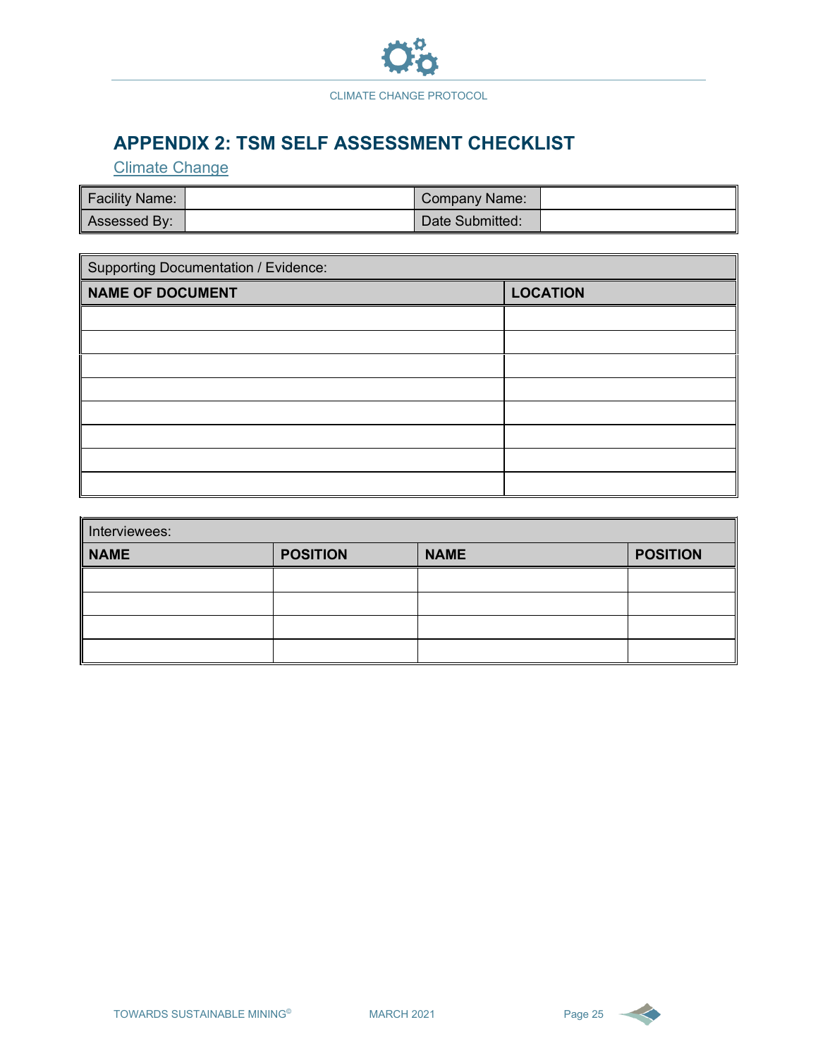## APPENDIX 2: TSM SELF ASSESSMENT CHECKLIST

Climate Change

| Facility Name: | | Company Name: | |
|---|---|---|---|
| Assessed By: | | Date Submitted: | |

| Supporting Documentation / Evidence: | |
|---|---|
| **NAME OF DOCUMENT** | **LOCATION** |
| | |
| | |
| | |
| | |
| | |
| | |
| | |
| | |

| Interviewees: | | | |
|---|---|---|---|
| **NAME** | **POSITION** | **NAME** | **POSITION** |
| | | | |
| | | | |
| | | | |
| | | | |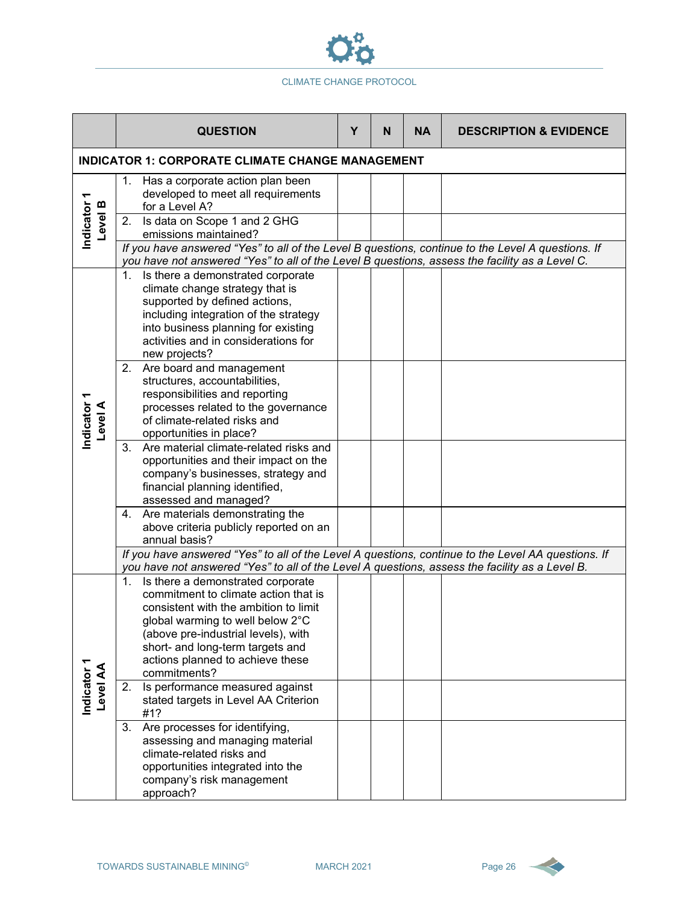| | QUESTION | Y | N | NA | DESCRIPTION & EVIDENCE |
|---|---|---|---|---|---|
| **INDICATOR 1: CORPORATE CLIMATE CHANGE MANAGEMENT** | | | | | |
| **Indicator 1 Level B** | 1. Has a corporate action plan been developed to meet all requirements for a Level A? | | | | |
| | 2. Is data on Scope 1 and 2 GHG emissions maintained? | | | | |
| | *If you have answered "Yes" to all of the Level B questions, continue to the Level A questions. If you have not answered "Yes" to all of the Level B questions, assess the facility as a Level C.* | | | | |
| **Indicator 1 Level A** | 1. Is there a demonstrated corporate climate change strategy that is supported by defined actions, including integration of the strategy into business planning for existing activities and in considerations for new projects? | | | | |
| | 2. Are board and management structures, accountabilities, responsibilities and reporting processes related to the governance of climate-related risks and opportunities in place? | | | | |
| | 3. Are material climate-related risks and opportunities and their impact on the company's businesses, strategy and financial planning identified, assessed and managed? | | | | |
| | 4. Are materials demonstrating the above criteria publicly reported on an annual basis? | | | | |
| | *If you have answered "Yes" to all of the Level A questions, continue to the Level AA questions. If you have not answered "Yes" to all of the Level A questions, assess the facility as a Level B.* | | | | |
| **Indicator 1 Level AA** | 1. Is there a demonstrated corporate commitment to climate action that is consistent with the ambition to limit global warming to well below 2°C (above pre-industrial levels), with short- and long-term targets and actions planned to achieve these commitments? | | | | |
| | 2. Is performance measured against stated targets in Level AA Criterion #1? | | | | |
| | 3. Are processes for identifying, assessing and managing material climate-related risks and opportunities integrated into the company's risk management approach? | | | | |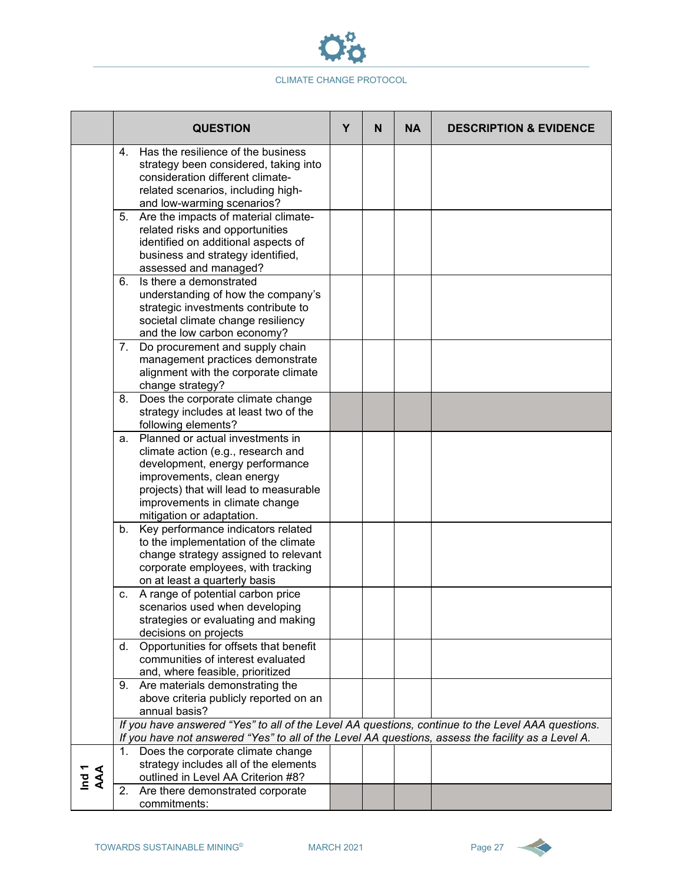| | QUESTION | Y | N | NA | DESCRIPTION & EVIDENCE |
|---|---|---|---|---|---|
| | 4. Has the resilience of the business strategy been considered, taking into consideration different climate-related scenarios, including high- and low-warming scenarios? | | | | |
| | 5. Are the impacts of material climate-related risks and opportunities identified on additional aspects of business and strategy identified, assessed and managed? | | | | |
| | 6. Is there a demonstrated understanding of how the company's strategic investments contribute to societal climate change resiliency and the low carbon economy? | | | | |
| | 7. Do procurement and supply chain management practices demonstrate alignment with the corporate climate change strategy? | | | | |
| | 8. Does the corporate climate change strategy includes at least two of the following elements? | | | | |
| | a. Planned or actual investments in climate action (e.g., research and development, energy performance improvements, clean energy projects) that will lead to measurable improvements in climate change mitigation or adaptation. | | | | |
| | b. Key performance indicators related to the implementation of the climate change strategy assigned to relevant corporate employees, with tracking on at least a quarterly basis | | | | |
| | c. A range of potential carbon price scenarios used when developing strategies or evaluating and making decisions on projects | | | | |
| | d. Opportunities for offsets that benefit communities of interest evaluated and, where feasible, prioritized | | | | |
| | 9. Are materials demonstrating the above criteria publicly reported on an annual basis? | | | | |
| | *If you have answered "Yes" to all of the Level AA questions, continue to the Level AAA questions. If you have not answered "Yes" to all of the Level AA questions, assess the facility as a Level A.* | | | | |
| Ind 1 AAA | 1. Does the corporate climate change strategy includes all of the elements outlined in Level AA Criterion #8? | | | | |
| | 2. Are there demonstrated corporate commitments: | | | | |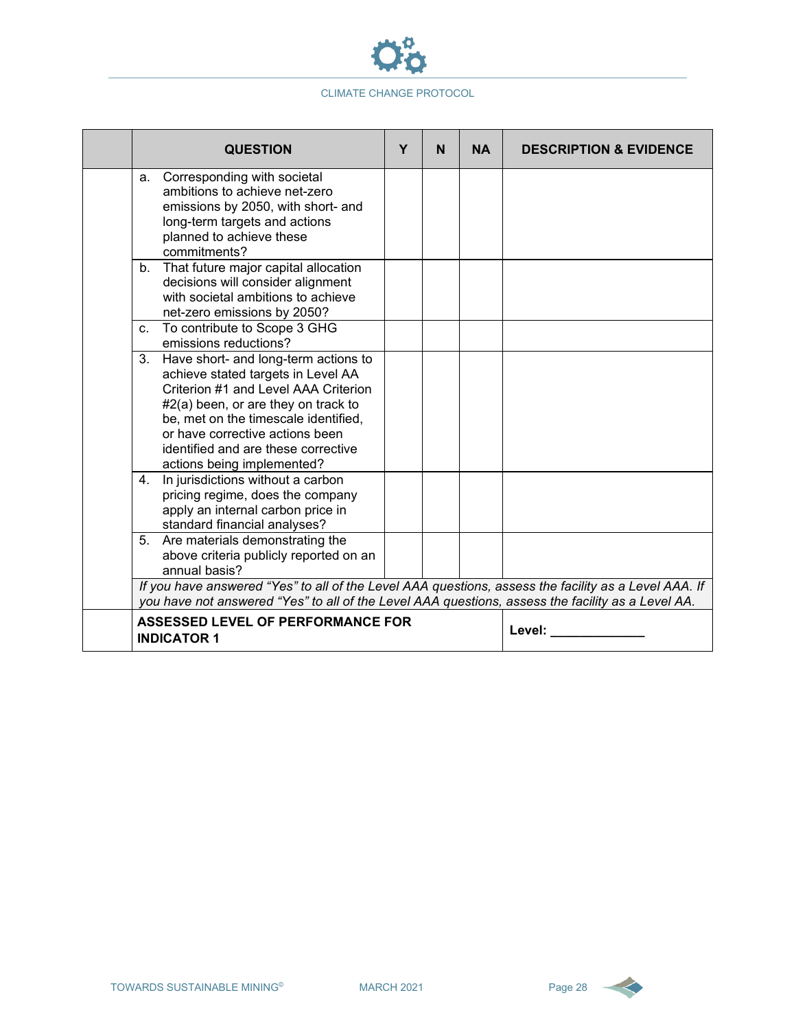| | QUESTION | Y | N | NA | DESCRIPTION & EVIDENCE |
|---|---|---|---|---|---|
| | a. Corresponding with societal ambitions to achieve net-zero emissions by 2050, with short- and long-term targets and actions planned to achieve these commitments? | | | | |
| | b. That future major capital allocation decisions will consider alignment with societal ambitions to achieve net-zero emissions by 2050? | | | | |
| | c. To contribute to Scope 3 GHG emissions reductions? | | | | |
| | 3. Have short- and long-term actions to achieve stated targets in Level AA Criterion #1 and Level AAA Criterion #2(a) been, or are they on track to be, met on the timescale identified, or have corrective actions been identified and are these corrective actions being implemented? | | | | |
| | 4. In jurisdictions without a carbon pricing regime, does the company apply an internal carbon price in standard financial analyses? | | | | |
| | 5. Are materials demonstrating the above criteria publicly reported on an annual basis? | | | | |
| | *If you have answered "Yes" to all of the Level AAA questions, assess the facility as a Level AAA. If you have not answered "Yes" to all of the Level AAA questions, assess the facility as a Level AA.* | | | | |
| | **ASSESSED LEVEL OF PERFORMANCE FOR INDICATOR 1** | | | | **Level: _____________** |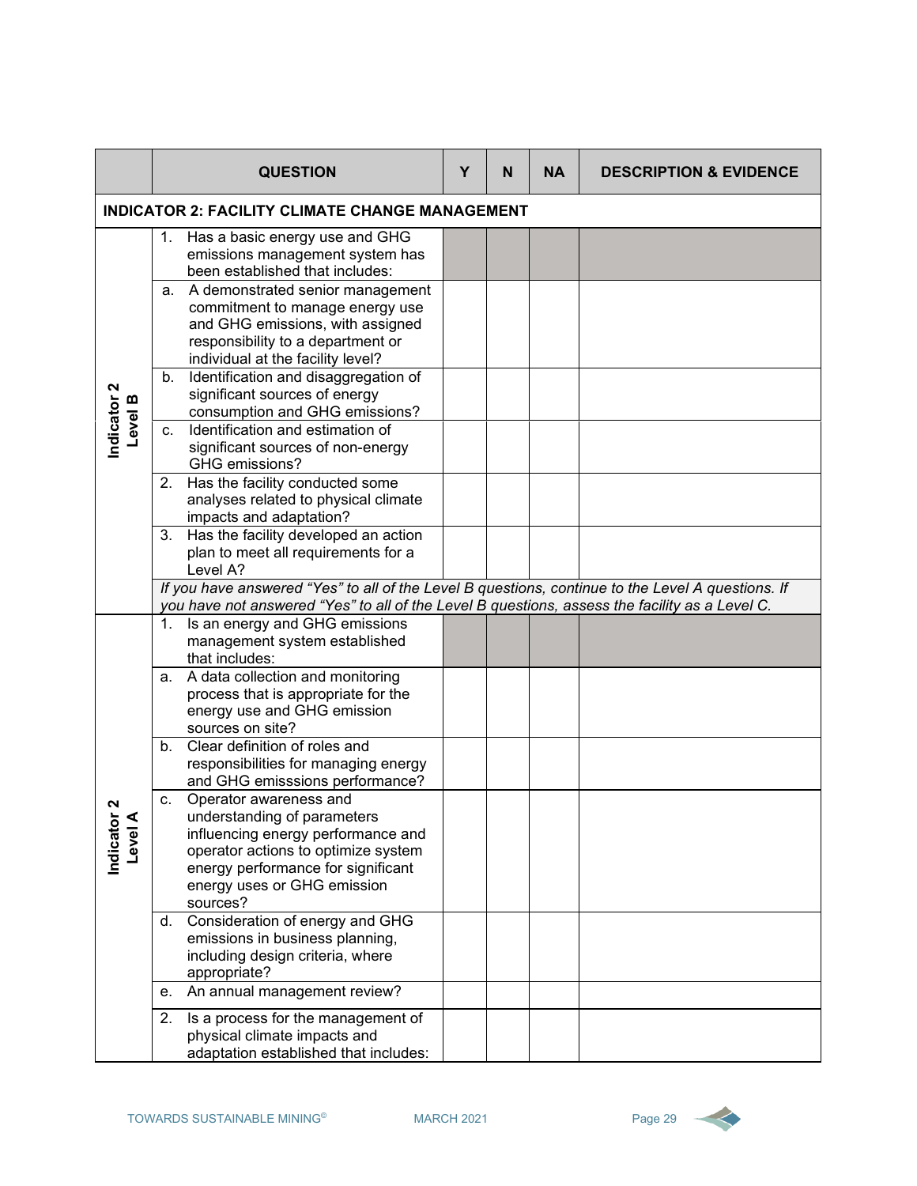| | QUESTION | Y | N | NA | DESCRIPTION & EVIDENCE |
|---|---|---|---|---|---|
| **INDICATOR 2: FACILITY CLIMATE CHANGE MANAGEMENT** | | | | | |
| Indicator 2 Level B | 1. Has a basic energy use and GHG emissions management system has been established that includes: | | | | |
| | a. A demonstrated senior management commitment to manage energy use and GHG emissions, with assigned responsibility to a department or individual at the facility level? | | | | |
| | b. Identification and disaggregation of significant sources of energy consumption and GHG emissions? | | | | |
| | c. Identification and estimation of significant sources of non-energy GHG emissions? | | | | |
| | 2. Has the facility conducted some analyses related to physical climate impacts and adaptation? | | | | |
| | 3. Has the facility developed an action plan to meet all requirements for a Level A? | | | | |
| | *If you have answered "Yes" to all of the Level B questions, continue to the Level A questions. If you have not answered "Yes" to all of the Level B questions, assess the facility as a Level C.* | | | | |
| Indicator 2 Level A | 1. Is an energy and GHG emissions management system established that includes: | | | | |
| | a. A data collection and monitoring process that is appropriate for the energy use and GHG emission sources on site? | | | | |
| | b. Clear definition of roles and responsibilities for managing energy and GHG emisssions performance? | | | | |
| | c. Operator awareness and understanding of parameters influencing energy performance and operator actions to optimize system energy performance for significant energy uses or GHG emission sources? | | | | |
| | d. Consideration of energy and GHG emissions in business planning, including design criteria, where appropriate? | | | | |
| | e. An annual management review? | | | | |
| | 2. Is a process for the management of physical climate impacts and adaptation established that includes: | | | | |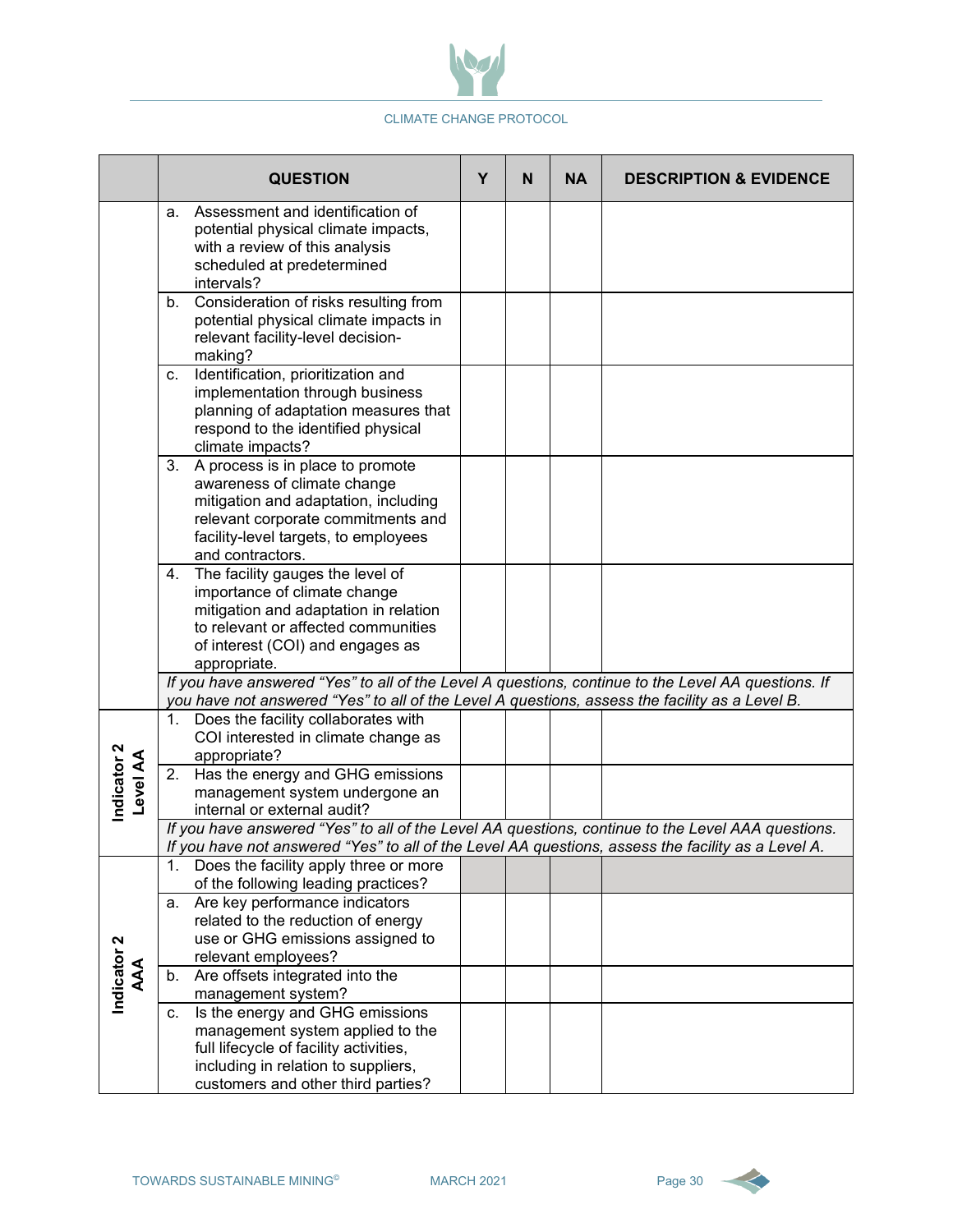| | QUESTION | Y | N | NA | DESCRIPTION & EVIDENCE |
|---|---|---|---|---|---|
| | a. Assessment and identification of potential physical climate impacts, with a review of this analysis scheduled at predetermined intervals? | | | | |
| | b. Consideration of risks resulting from potential physical climate impacts in relevant facility-level decision-making? | | | | |
| | c. Identification, prioritization and implementation through business planning of adaptation measures that respond to the identified physical climate impacts? | | | | |
| | 3. A process is in place to promote awareness of climate change mitigation and adaptation, including relevant corporate commitments and facility-level targets, to employees and contractors. | | | | |
| | 4. The facility gauges the level of importance of climate change mitigation and adaptation in relation to relevant or affected communities of interest (COI) and engages as appropriate. | | | | |
| | *If you have answered "Yes" to all of the Level A questions, continue to the Level AA questions. If you have not answered "Yes" to all of the Level A questions, assess the facility as a Level B.* | | | | |
| **Indicator 2 Level AA** | 1. Does the facility collaborates with COI interested in climate change as appropriate? | | | | |
| | 2. Has the energy and GHG emissions management system undergone an internal or external audit? | | | | |
| | *If you have answered "Yes" to all of the Level AA questions, continue to the Level AAA questions. If you have not answered "Yes" to all of the Level AA questions, assess the facility as a Level A.* | | | | |
| **Indicator 2 AAA** | 1. Does the facility apply three or more of the following leading practices? | | | | |
| | a. Are key performance indicators related to the reduction of energy use or GHG emissions assigned to relevant employees? | | | | |
| | b. Are offsets integrated into the management system? | | | | |
| | c. Is the energy and GHG emissions management system applied to the full lifecycle of facility activities, including in relation to suppliers, customers and other third parties? | | | | |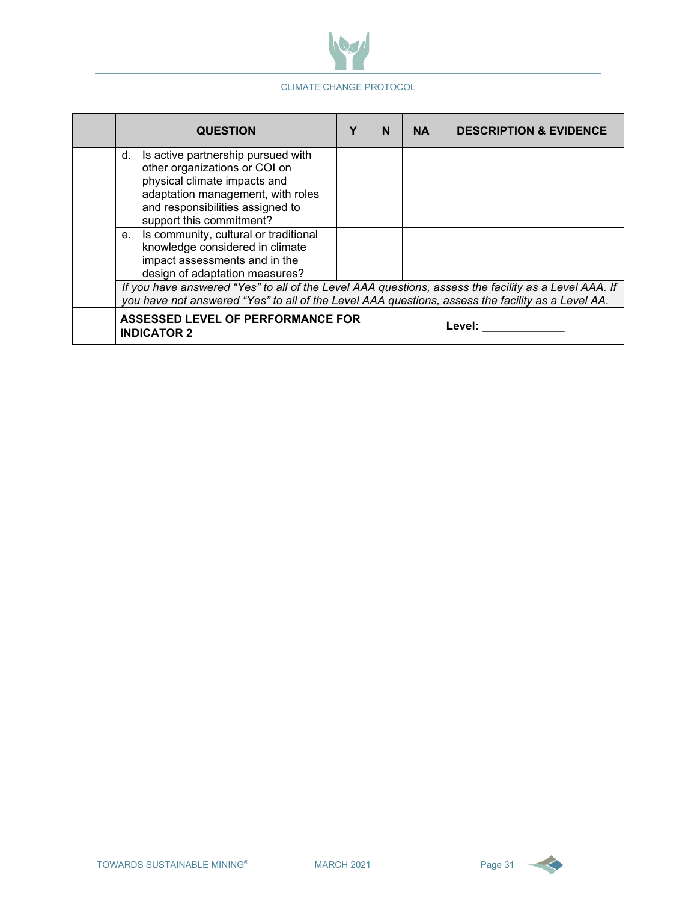| | QUESTION | Y | N | NA | DESCRIPTION & EVIDENCE |
|---|---|---|---|---|---|
| | d. Is active partnership pursued with other organizations or COI on physical climate impacts and adaptation management, with roles and responsibilities assigned to support this commitment? | | | | |
| | e. Is community, cultural or traditional knowledge considered in climate impact assessments and in the design of adaptation measures? | | | | |
| | *If you have answered "Yes" to all of the Level AAA questions, assess the facility as a Level AAA. If you have not answered "Yes" to all of the Level AAA questions, assess the facility as a Level AA.* | | | | |
| | **ASSESSED LEVEL OF PERFORMANCE FOR INDICATOR 2** | | | | **Level: ____________** |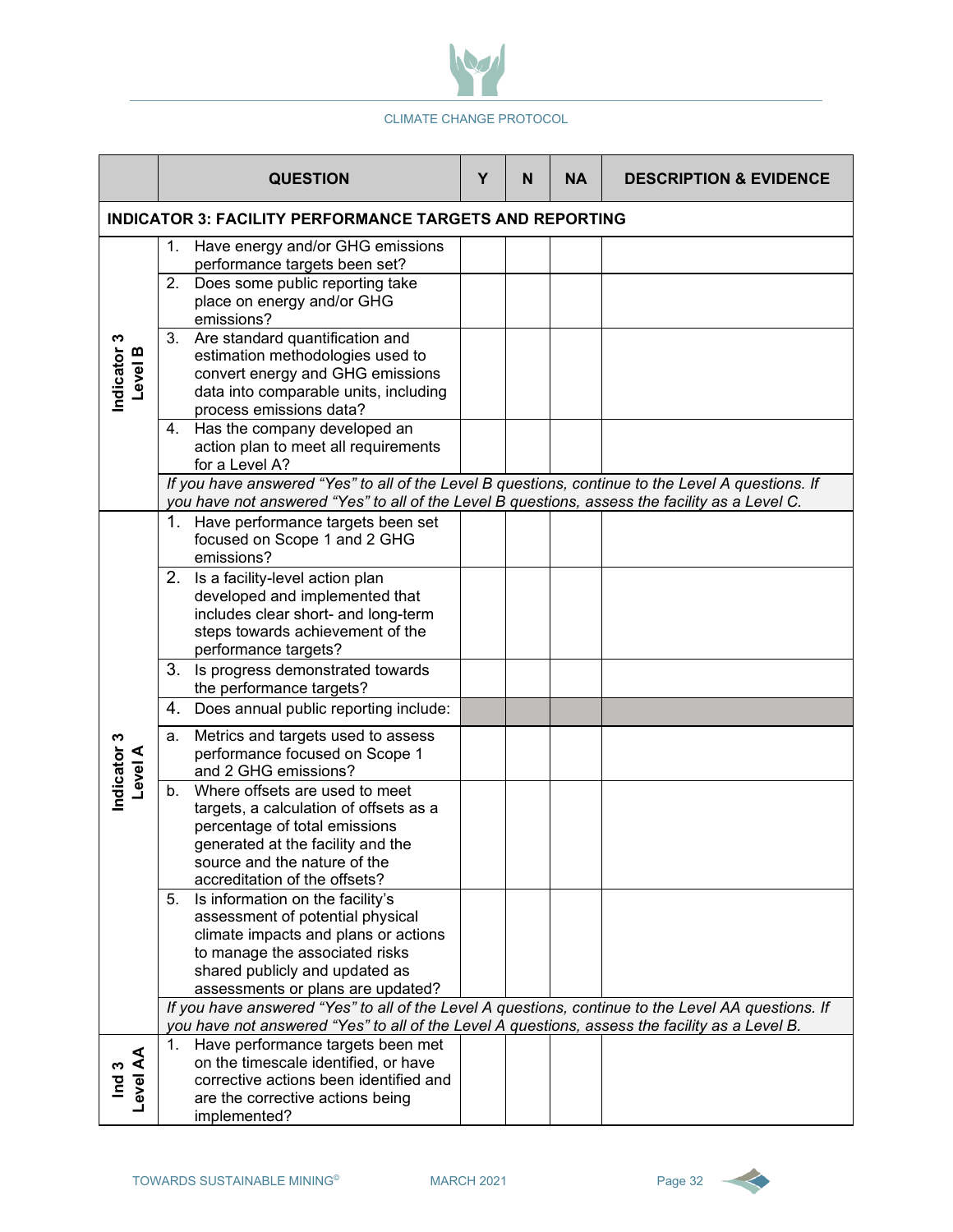| | QUESTION | Y | N | NA | DESCRIPTION & EVIDENCE |
|---|---|---|---|---|---|
| **INDICATOR 3: FACILITY PERFORMANCE TARGETS AND REPORTING** | | | | | |
| Indicator 3 Level B | 1. Have energy and/or GHG emissions performance targets been set? | | | | |
| | 2. Does some public reporting take place on energy and/or GHG emissions? | | | | |
| | 3. Are standard quantification and estimation methodologies used to convert energy and GHG emissions data into comparable units, including process emissions data? | | | | |
| | 4. Has the company developed an action plan to meet all requirements for a Level A? | | | | |
| | *If you have answered "Yes" to all of the Level B questions, continue to the Level A questions. If you have not answered "Yes" to all of the Level B questions, assess the facility as a Level C.* | | | | |
| Indicator 3 Level A | 1. Have performance targets been set focused on Scope 1 and 2 GHG emissions? | | | | |
| | 2. Is a facility-level action plan developed and implemented that includes clear short- and long-term steps towards achievement of the performance targets? | | | | |
| | 3. Is progress demonstrated towards the performance targets? | | | | |
| | 4. Does annual public reporting include: | | | | |
| | a. Metrics and targets used to assess performance focused on Scope 1 and 2 GHG emissions? | | | | |
| | b. Where offsets are used to meet targets, a calculation of offsets as a percentage of total emissions generated at the facility and the source and the nature of the accreditation of the offsets? | | | | |
| | 5. Is information on the facility's assessment of potential physical climate impacts and plans or actions to manage the associated risks shared publicly and updated as assessments or plans are updated? | | | | |
| | *If you have answered "Yes" to all of the Level A questions, continue to the Level AA questions. If you have not answered "Yes" to all of the Level A questions, assess the facility as a Level B.* | | | | |
| Ind 3 Level AA | 1. Have performance targets been met on the timescale identified, or have corrective actions been identified and are the corrective actions being implemented? | | | | |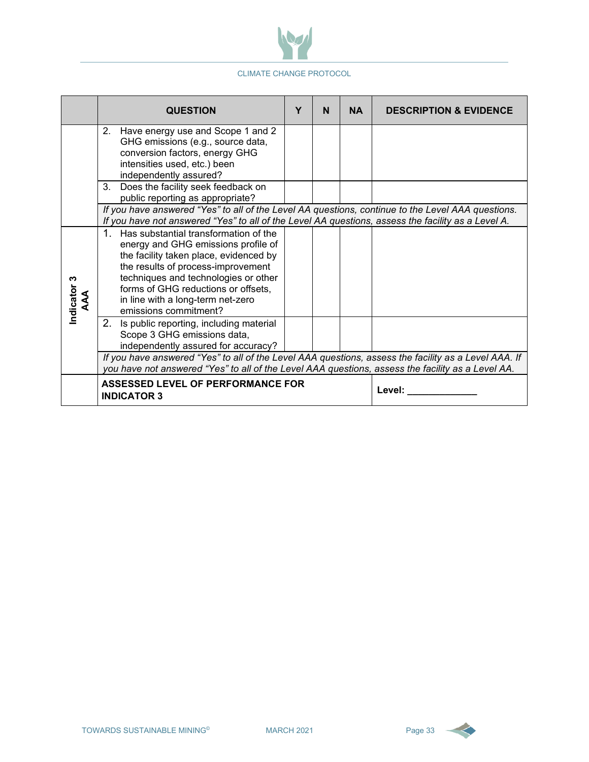| | QUESTION | Y | N | NA | DESCRIPTION & EVIDENCE |
|---|---|---|---|---|---|
| | 2. Have energy use and Scope 1 and 2 GHG emissions (e.g., source data, conversion factors, energy GHG intensities used, etc.) been independently assured? | | | | |
| | 3. Does the facility seek feedback on public reporting as appropriate? | | | | |
| | *If you have answered "Yes" to all of the Level AA questions, continue to the Level AAA questions. If you have not answered "Yes" to all of the Level AA questions, assess the facility as a Level A.* | | | | |
| **Indicator 3 AAA** | 1. Has substantial transformation of the energy and GHG emissions profile of the facility taken place, evidenced by the results of process-improvement techniques and technologies or other forms of GHG reductions or offsets, in line with a long-term net-zero emissions commitment? | | | | |
| | 2. Is public reporting, including material Scope 3 GHG emissions data, independently assured for accuracy? | | | | |
| | *If you have answered "Yes" to all of the Level AAA questions, assess the facility as a Level AAA. If you have not answered "Yes" to all of the Level AAA questions, assess the facility as a Level AA.* | | | | |
| | **ASSESSED LEVEL OF PERFORMANCE FOR INDICATOR 3** | | | | **Level: _____________** |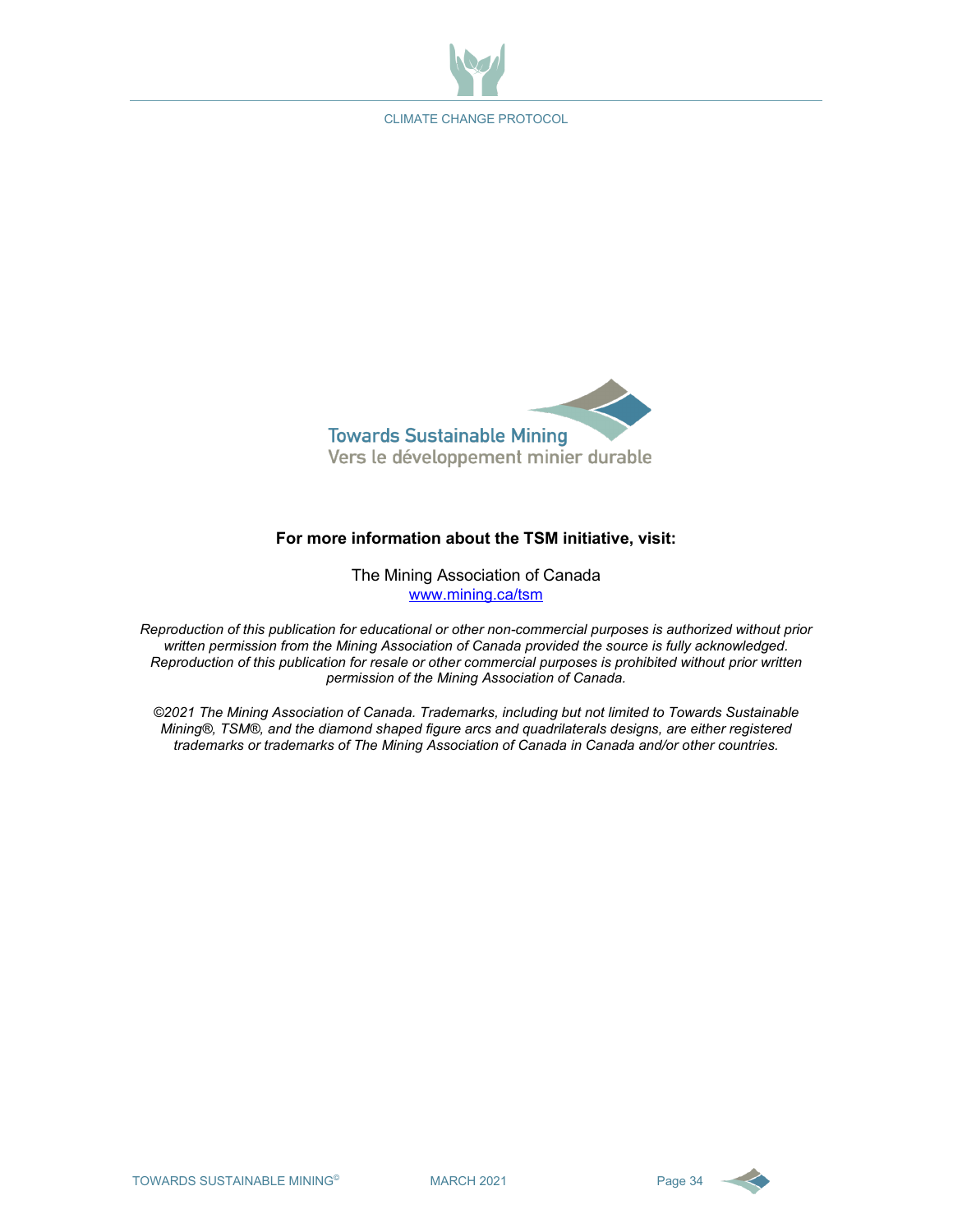Towards Sustainable Mining
Vers le développement minier durable

**For more information about the TSM initiative, visit:**

The Mining Association of Canada
[www.mining.ca/tsm](http://www.mining.ca/tsm)

*Reproduction of this publication for educational or other non-commercial purposes is authorized without prior written permission from the Mining Association of Canada provided the source is fully acknowledged. Reproduction of this publication for resale or other commercial purposes is prohibited without prior written permission of the Mining Association of Canada.*

*©2021 The Mining Association of Canada. Trademarks, including but not limited to Towards Sustainable Mining®, TSM®, and the diamond shaped figure arcs and quadrilaterals designs, are either registered trademarks or trademarks of The Mining Association of Canada in Canada and/or other countries.*